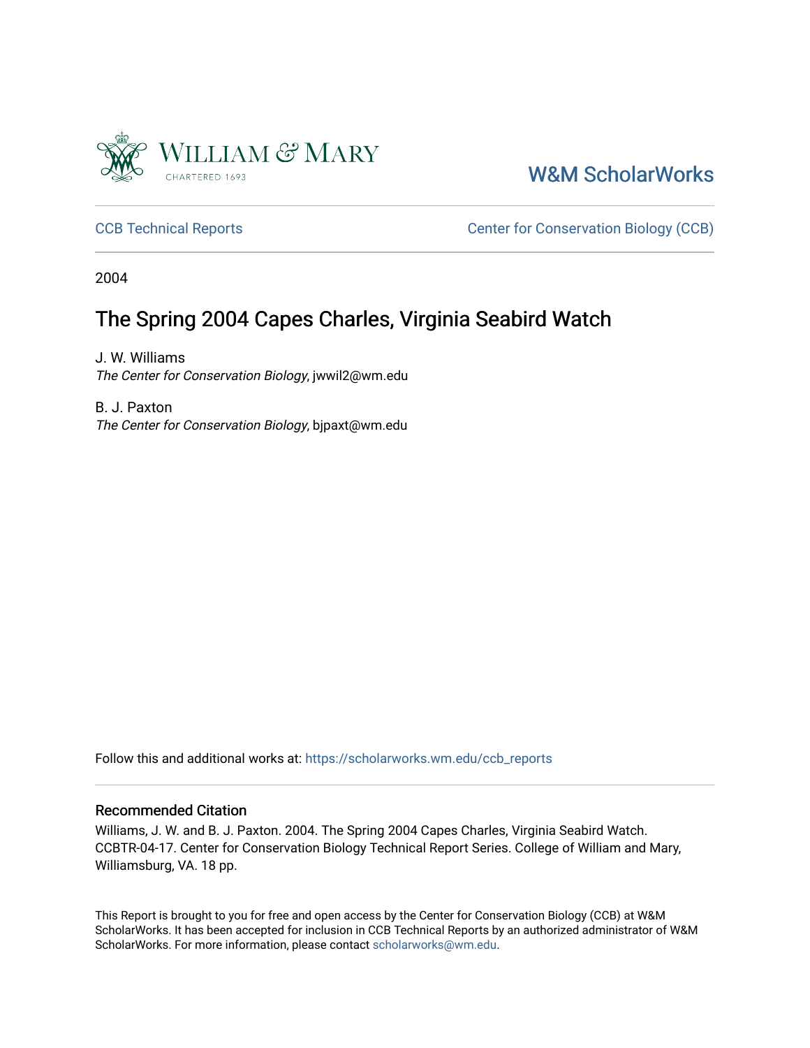William & Mary

CHARTERED 1693

W&M ScholarWorks

CCB Technical Reports

Center for Conservation Biology (CCB)

2004

# The Spring 2004 Capes Charles, Virginia Seabird Watch

J. W. Williams
*The Center for Conservation Biology*, jwwil2@wm.edu

B. J. Paxton
*The Center for Conservation Biology*, bjpaxt@wm.edu

Follow this and additional works at: https://scholarworks.wm.edu/ccb_reports

## Recommended Citation

Williams, J. W. and B. J. Paxton. 2004. The Spring 2004 Capes Charles, Virginia Seabird Watch. CCBTR-04-17. Center for Conservation Biology Technical Report Series. College of William and Mary, Williamsburg, VA. 18 pp.

This Report is brought to you for free and open access by the Center for Conservation Biology (CCB) at W&M ScholarWorks. It has been accepted for inclusion in CCB Technical Reports by an authorized administrator of W&M ScholarWorks. For more information, please contact scholarworks@wm.edu.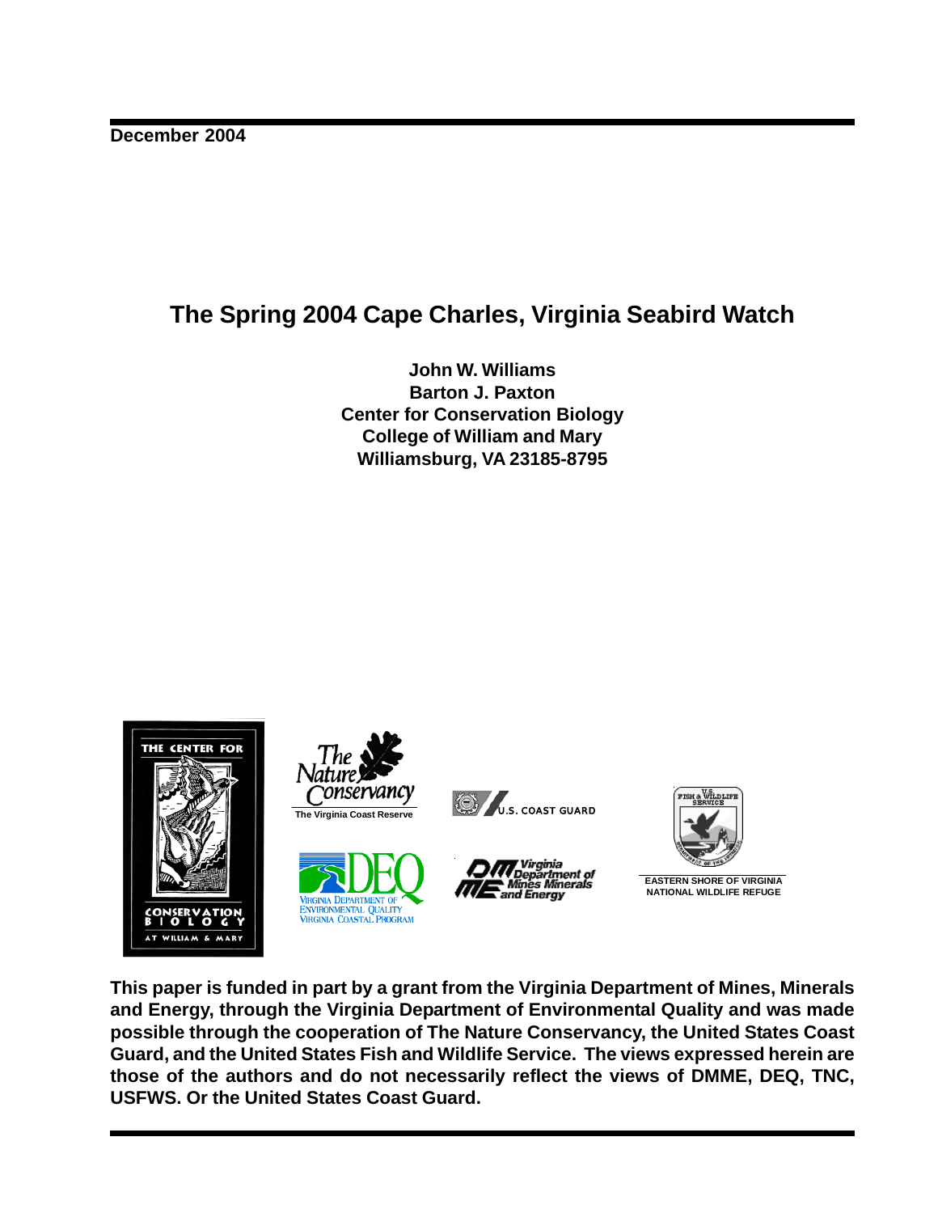December 2004

# The Spring 2004 Cape Charles, Virginia Seabird Watch

**John W. Williams**
**Barton J. Paxton**
**Center for Conservation Biology**
**College of William and Mary**
**Williamsburg, VA 23185-8795**

**This paper is funded in part by a grant from the Virginia Department of Mines, Minerals and Energy, through the Virginia Department of Environmental Quality and was made possible through the cooperation of The Nature Conservancy, the United States Coast Guard, and the United States Fish and Wildlife Service. The views expressed herein are those of the authors and do not necessarily reflect the views of DMME, DEQ, TNC, USFWS. Or the United States Coast Guard.**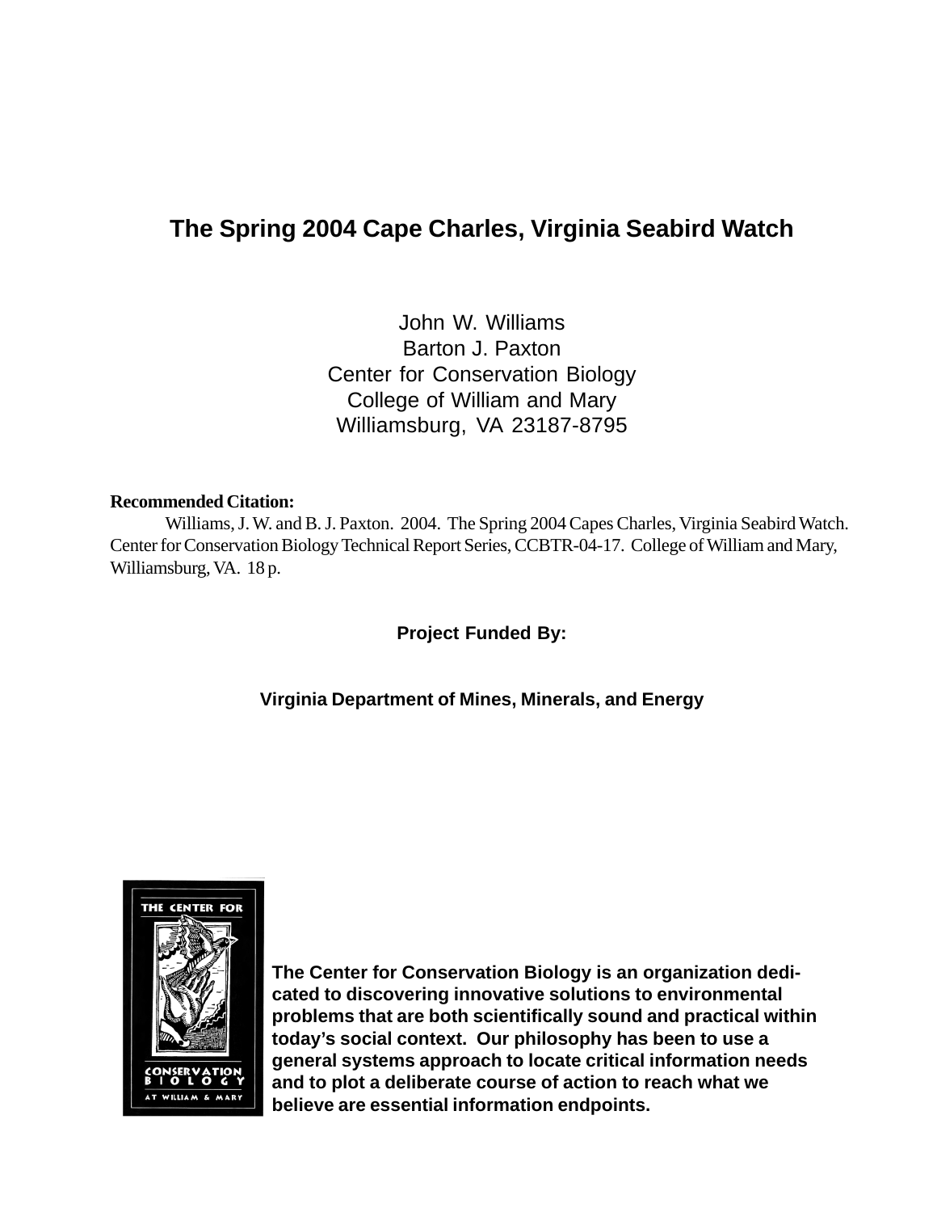# The Spring 2004 Cape Charles, Virginia Seabird Watch

John W. Williams
Barton J. Paxton
Center for Conservation Biology
College of William and Mary
Williamsburg, VA 23187-8795

**Recommended Citation:**

Williams, J. W. and B. J. Paxton. 2004. The Spring 2004 Capes Charles, Virginia Seabird Watch. Center for Conservation Biology Technical Report Series, CCBTR-04-17. College of William and Mary, Williamsburg, VA. 18 p.

**Project Funded By:**

**Virginia Department of Mines, Minerals, and Energy**

**The Center for Conservation Biology is an organization dedicated to discovering innovative solutions to environmental problems that are both scientifically sound and practical within today's social context. Our philosophy has been to use a general systems approach to locate critical information needs and to plot a deliberate course of action to reach what we believe are essential information endpoints.**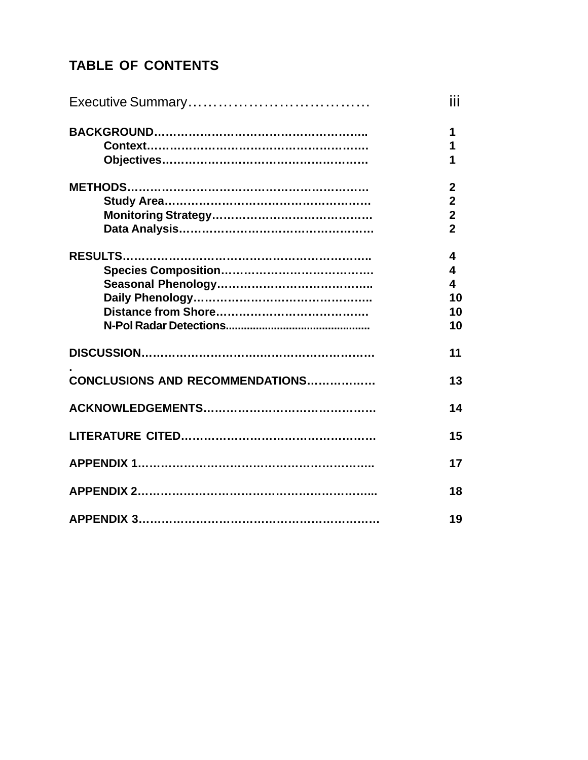## TABLE OF CONTENTS

Executive Summary………………………………. iii

**BACKGROUND**……………………………………………….. 1
- **Context**…………………………………………………. 1
- **Objectives**………………………………………………. 1

**METHODS**……………………………………………………. 2
- **Study Area**……………………………………………. 2
- **Monitoring Strategy**…………………………………. 2
- **Data Analysis**………………………………………….. 2

**RESULTS**………………………………………………………. 4
- **Species Composition**……………………………….. 4
- **Seasonal Phenology**………………………………….. 4
- **Daily Phenology**……………………………………….. 10
- **Distance from Shore**………………………………… 10
- **N-Pol Radar Detections**.............................................. 10

**DISCUSSION**…………………………………………………. 11

**CONCLUSIONS AND RECOMMENDATIONS**……………… 13

**ACKNOWLEDGEMENTS**……………………………………. 14

**LITERATURE CITED**…………………………………………. 15

**APPENDIX 1**………………………………………………….. 17

**APPENDIX 2**…………………………………………………... 18

**APPENDIX 3**…………………………………………………. 19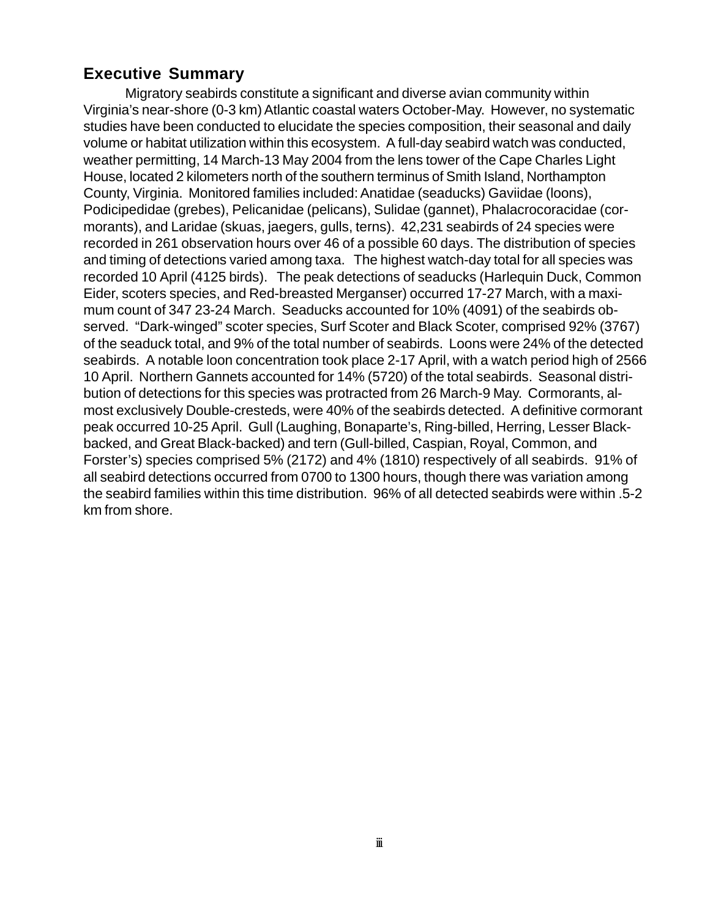## Executive Summary

Migratory seabirds constitute a significant and diverse avian community within Virginia's near-shore (0-3 km) Atlantic coastal waters October-May. However, no systematic studies have been conducted to elucidate the species composition, their seasonal and daily volume or habitat utilization within this ecosystem. A full-day seabird watch was conducted, weather permitting, 14 March-13 May 2004 from the lens tower of the Cape Charles Light House, located 2 kilometers north of the southern terminus of Smith Island, Northampton County, Virginia. Monitored families included: Anatidae (seaducks) Gaviidae (loons), Podicipedidae (grebes), Pelicanidae (pelicans), Sulidae (gannet), Phalacrocoracidae (cormorants), and Laridae (skuas, jaegers, gulls, terns). 42,231 seabirds of 24 species were recorded in 261 observation hours over 46 of a possible 60 days. The distribution of species and timing of detections varied among taxa. The highest watch-day total for all species was recorded 10 April (4125 birds). The peak detections of seaducks (Harlequin Duck, Common Eider, scoters species, and Red-breasted Merganser) occurred 17-27 March, with a maximum count of 347 23-24 March. Seaducks accounted for 10% (4091) of the seabirds observed. "Dark-winged" scoter species, Surf Scoter and Black Scoter, comprised 92% (3767) of the seaduck total, and 9% of the total number of seabirds. Loons were 24% of the detected seabirds. A notable loon concentration took place 2-17 April, with a watch period high of 2566 10 April. Northern Gannets accounted for 14% (5720) of the total seabirds. Seasonal distribution of detections for this species was protracted from 26 March-9 May. Cormorants, almost exclusively Double-cresteds, were 40% of the seabirds detected. A definitive cormorant peak occurred 10-25 April. Gull (Laughing, Bonaparte's, Ring-billed, Herring, Lesser Black-backed, and Great Black-backed) and tern (Gull-billed, Caspian, Royal, Common, and Forster's) species comprised 5% (2172) and 4% (1810) respectively of all seabirds. 91% of all seabird detections occurred from 0700 to 1300 hours, though there was variation among the seabird families within this time distribution. 96% of all detected seabirds were within .5-2 km from shore.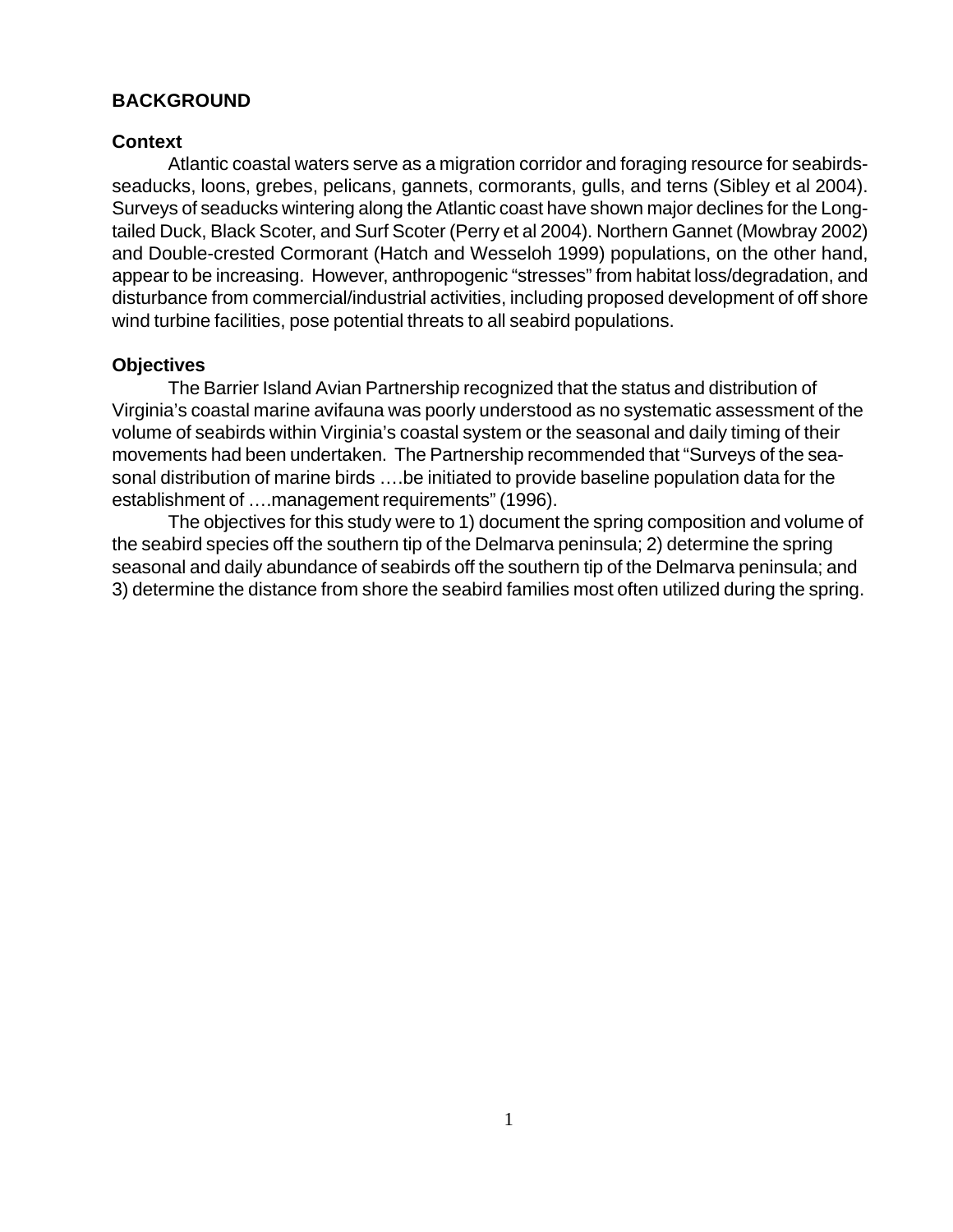## BACKGROUND

### Context

Atlantic coastal waters serve as a migration corridor and foraging resource for seabirds- seaducks, loons, grebes, pelicans, gannets, cormorants, gulls, and terns (Sibley et al 2004). Surveys of seaducks wintering along the Atlantic coast have shown major declines for the Long-tailed Duck, Black Scoter, and Surf Scoter (Perry et al 2004). Northern Gannet (Mowbray 2002) and Double-crested Cormorant (Hatch and Wesseloh 1999) populations, on the other hand, appear to be increasing. However, anthropogenic "stresses" from habitat loss/degradation, and disturbance from commercial/industrial activities, including proposed development of off shore wind turbine facilities, pose potential threats to all seabird populations.

### Objectives

The Barrier Island Avian Partnership recognized that the status and distribution of Virginia's coastal marine avifauna was poorly understood as no systematic assessment of the volume of seabirds within Virginia's coastal system or the seasonal and daily timing of their movements had been undertaken. The Partnership recommended that "Surveys of the seasonal distribution of marine birds ….be initiated to provide baseline population data for the establishment of ….management requirements" (1996).

The objectives for this study were to 1) document the spring composition and volume of the seabird species off the southern tip of the Delmarva peninsula; 2) determine the spring seasonal and daily abundance of seabirds off the southern tip of the Delmarva peninsula; and 3) determine the distance from shore the seabird families most often utilized during the spring.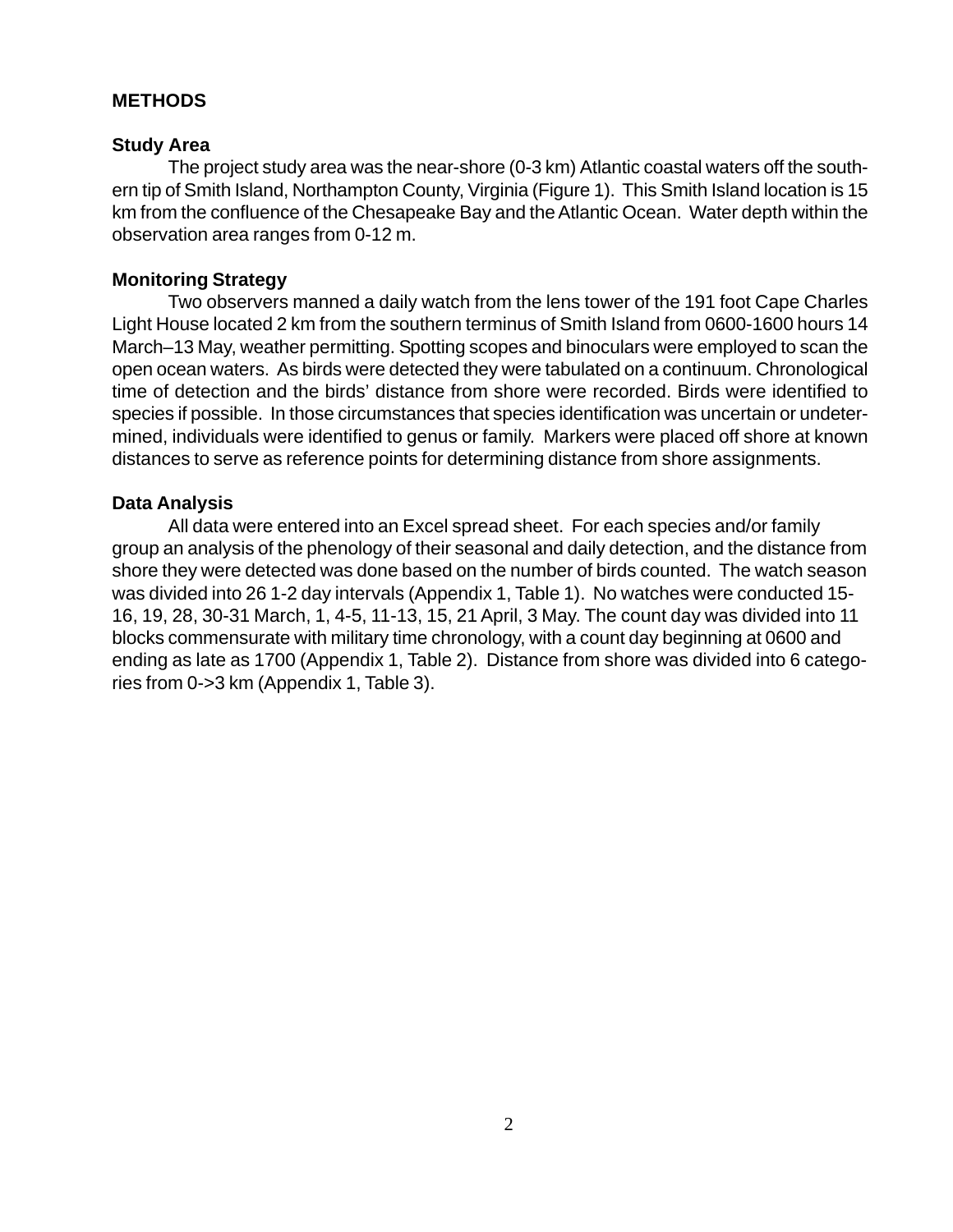## METHODS

### Study Area

The project study area was the near-shore (0-3 km) Atlantic coastal waters off the southern tip of Smith Island, Northampton County, Virginia (Figure 1). This Smith Island location is 15 km from the confluence of the Chesapeake Bay and the Atlantic Ocean. Water depth within the observation area ranges from 0-12 m.

### Monitoring Strategy

Two observers manned a daily watch from the lens tower of the 191 foot Cape Charles Light House located 2 km from the southern terminus of Smith Island from 0600-1600 hours 14 March–13 May, weather permitting. Spotting scopes and binoculars were employed to scan the open ocean waters. As birds were detected they were tabulated on a continuum. Chronological time of detection and the birds' distance from shore were recorded. Birds were identified to species if possible. In those circumstances that species identification was uncertain or undetermined, individuals were identified to genus or family. Markers were placed off shore at known distances to serve as reference points for determining distance from shore assignments.

### Data Analysis

All data were entered into an Excel spread sheet. For each species and/or family group an analysis of the phenology of their seasonal and daily detection, and the distance from shore they were detected was done based on the number of birds counted. The watch season was divided into 26 1-2 day intervals (Appendix 1, Table 1). No watches were conducted 15-16, 19, 28, 30-31 March, 1, 4-5, 11-13, 15, 21 April, 3 May. The count day was divided into 11 blocks commensurate with military time chronology, with a count day beginning at 0600 and ending as late as 1700 (Appendix 1, Table 2). Distance from shore was divided into 6 categories from 0->3 km (Appendix 1, Table 3).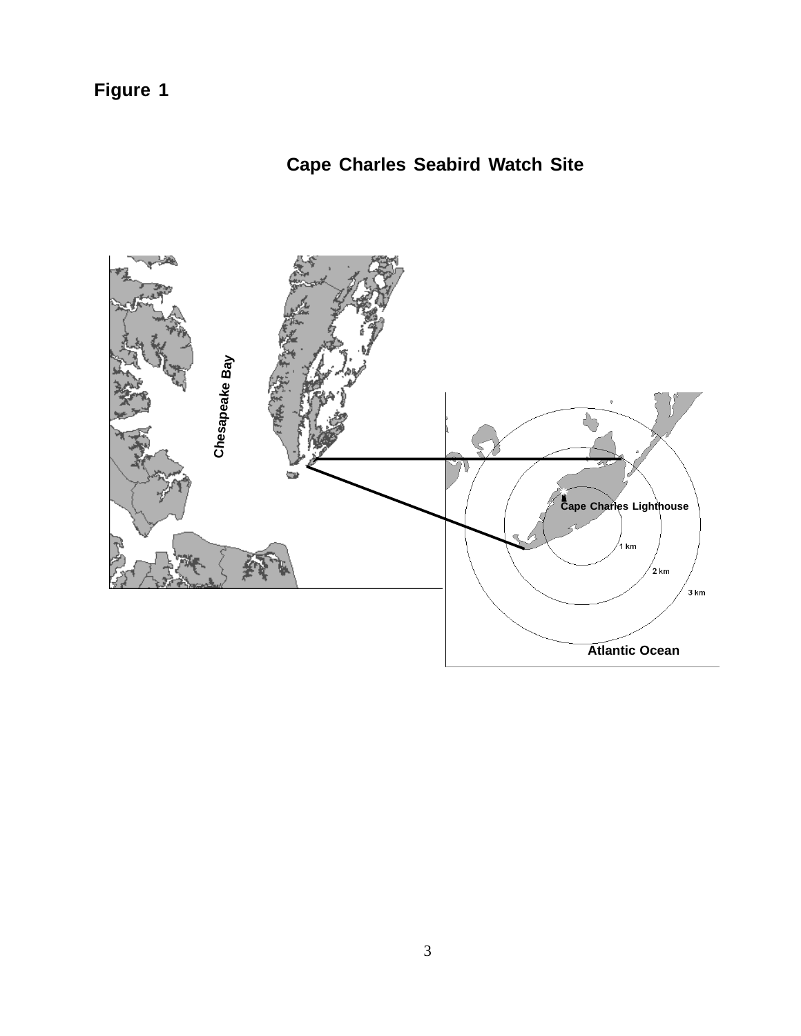**Figure 1**

## Cape Charles Seabird Watch Site

Chesapeake Bay

Cape Charles Lighthouse

1 km

2 km

3 km

Atlantic Ocean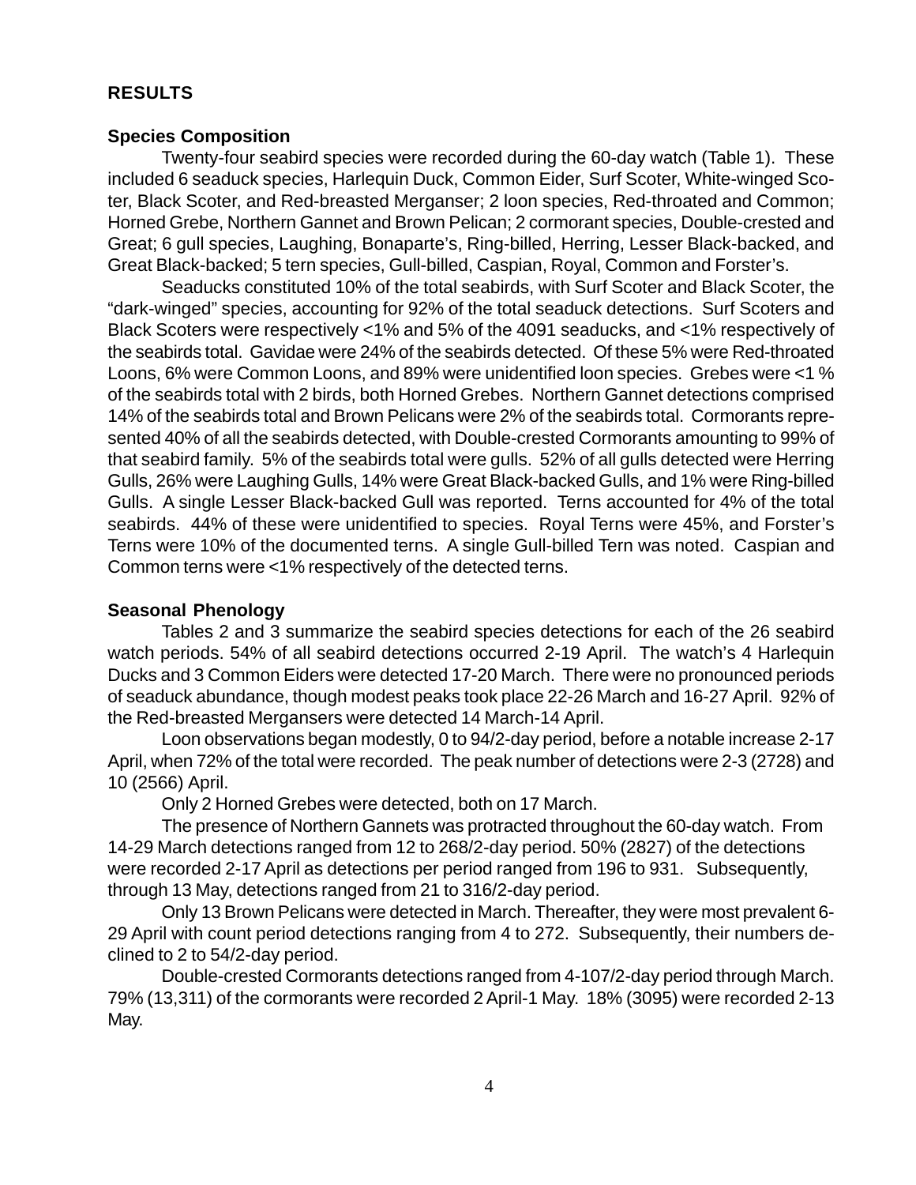## RESULTS

### Species Composition

Twenty-four seabird species were recorded during the 60-day watch (Table 1). These included 6 seaduck species, Harlequin Duck, Common Eider, Surf Scoter, White-winged Scoter, Black Scoter, and Red-breasted Merganser; 2 loon species, Red-throated and Common; Horned Grebe, Northern Gannet and Brown Pelican; 2 cormorant species, Double-crested and Great; 6 gull species, Laughing, Bonaparte's, Ring-billed, Herring, Lesser Black-backed, and Great Black-backed; 5 tern species, Gull-billed, Caspian, Royal, Common and Forster's.

Seaducks constituted 10% of the total seabirds, with Surf Scoter and Black Scoter, the "dark-winged" species, accounting for 92% of the total seaduck detections. Surf Scoters and Black Scoters were respectively <1% and 5% of the 4091 seaducks, and <1% respectively of the seabirds total. Gavidae were 24% of the seabirds detected. Of these 5% were Red-throated Loons, 6% were Common Loons, and 89% were unidentified loon species. Grebes were <1 % of the seabirds total with 2 birds, both Horned Grebes. Northern Gannet detections comprised 14% of the seabirds total and Brown Pelicans were 2% of the seabirds total. Cormorants represented 40% of all the seabirds detected, with Double-crested Cormorants amounting to 99% of that seabird family. 5% of the seabirds total were gulls. 52% of all gulls detected were Herring Gulls, 26% were Laughing Gulls, 14% were Great Black-backed Gulls, and 1% were Ring-billed Gulls. A single Lesser Black-backed Gull was reported. Terns accounted for 4% of the total seabirds. 44% of these were unidentified to species. Royal Terns were 45%, and Forster's Terns were 10% of the documented terns. A single Gull-billed Tern was noted. Caspian and Common terns were <1% respectively of the detected terns.

### Seasonal Phenology

Tables 2 and 3 summarize the seabird species detections for each of the 26 seabird watch periods. 54% of all seabird detections occurred 2-19 April. The watch's 4 Harlequin Ducks and 3 Common Eiders were detected 17-20 March. There were no pronounced periods of seaduck abundance, though modest peaks took place 22-26 March and 16-27 April. 92% of the Red-breasted Mergansers were detected 14 March-14 April.

Loon observations began modestly, 0 to 94/2-day period, before a notable increase 2-17 April, when 72% of the total were recorded. The peak number of detections were 2-3 (2728) and 10 (2566) April.

Only 2 Horned Grebes were detected, both on 17 March.

The presence of Northern Gannets was protracted throughout the 60-day watch. From 14-29 March detections ranged from 12 to 268/2-day period. 50% (2827) of the detections were recorded 2-17 April as detections per period ranged from 196 to 931. Subsequently, through 13 May, detections ranged from 21 to 316/2-day period.

Only 13 Brown Pelicans were detected in March. Thereafter, they were most prevalent 6-29 April with count period detections ranging from 4 to 272. Subsequently, their numbers declined to 2 to 54/2-day period.

Double-crested Cormorants detections ranged from 4-107/2-day period through March. 79% (13,311) of the cormorants were recorded 2 April-1 May. 18% (3095) were recorded 2-13 May.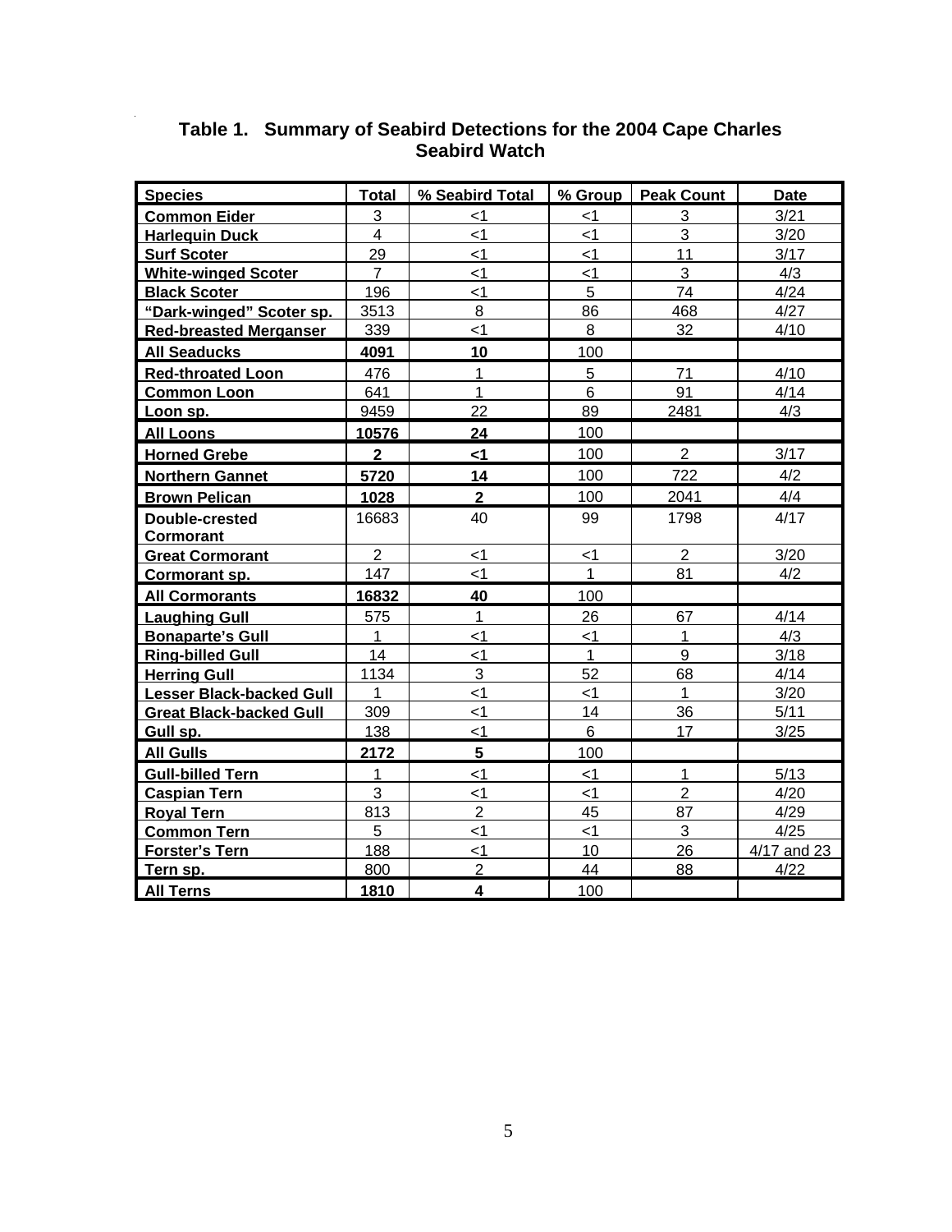**Table 1. Summary of Seabird Detections for the 2004 Cape Charles Seabird Watch**

| Species | Total | % Seabird Total | % Group | Peak Count | Date |
|---|---|---|---|---|---|
| Common Eider | 3 | <1 | <1 | 3 | 3/21 |
| Harlequin Duck | 4 | <1 | <1 | 3 | 3/20 |
| Surf Scoter | 29 | <1 | <1 | 11 | 3/17 |
| White-winged Scoter | 7 | <1 | <1 | 3 | 4/3 |
| Black Scoter | 196 | <1 | 5 | 74 | 4/24 |
| "Dark-winged" Scoter sp. | 3513 | 8 | 86 | 468 | 4/27 |
| Red-breasted Merganser | 339 | <1 | 8 | 32 | 4/10 |
| **All Seaducks** | **4091** | **10** | 100 | | |
| Red-throated Loon | 476 | 1 | 5 | 71 | 4/10 |
| Common Loon | 641 | 1 | 6 | 91 | 4/14 |
| Loon sp. | 9459 | 22 | 89 | 2481 | 4/3 |
| **All Loons** | **10576** | **24** | 100 | | |
| **Horned Grebe** | **2** | **<1** | 100 | 2 | 3/17 |
| **Northern Gannet** | **5720** | **14** | 100 | 722 | 4/2 |
| **Brown Pelican** | **1028** | **2** | 100 | 2041 | 4/4 |
| **Double-crested Cormorant** | 16683 | 40 | 99 | 1798 | 4/17 |
| Great Cormorant | 2 | <1 | <1 | 2 | 3/20 |
| Cormorant sp. | 147 | <1 | 1 | 81 | 4/2 |
| **All Cormorants** | **16832** | **40** | 100 | | |
| Laughing Gull | 575 | 1 | 26 | 67 | 4/14 |
| Bonaparte's Gull | 1 | <1 | <1 | 1 | 4/3 |
| Ring-billed Gull | 14 | <1 | 1 | 9 | 3/18 |
| Herring Gull | 1134 | 3 | 52 | 68 | 4/14 |
| Lesser Black-backed Gull | 1 | <1 | <1 | 1 | 3/20 |
| Great Black-backed Gull | 309 | <1 | 14 | 36 | 5/11 |
| Gull sp. | 138 | <1 | 6 | 17 | 3/25 |
| **All Gulls** | **2172** | **5** | 100 | | |
| Gull-billed Tern | 1 | <1 | <1 | 1 | 5/13 |
| Caspian Tern | 3 | <1 | <1 | 2 | 4/20 |
| Royal Tern | 813 | 2 | 45 | 87 | 4/29 |
| Common Tern | 5 | <1 | <1 | 3 | 4/25 |
| Forster's Tern | 188 | <1 | 10 | 26 | 4/17 and 23 |
| Tern sp. | 800 | 2 | 44 | 88 | 4/22 |
| **All Terns** | **1810** | **4** | 100 | | |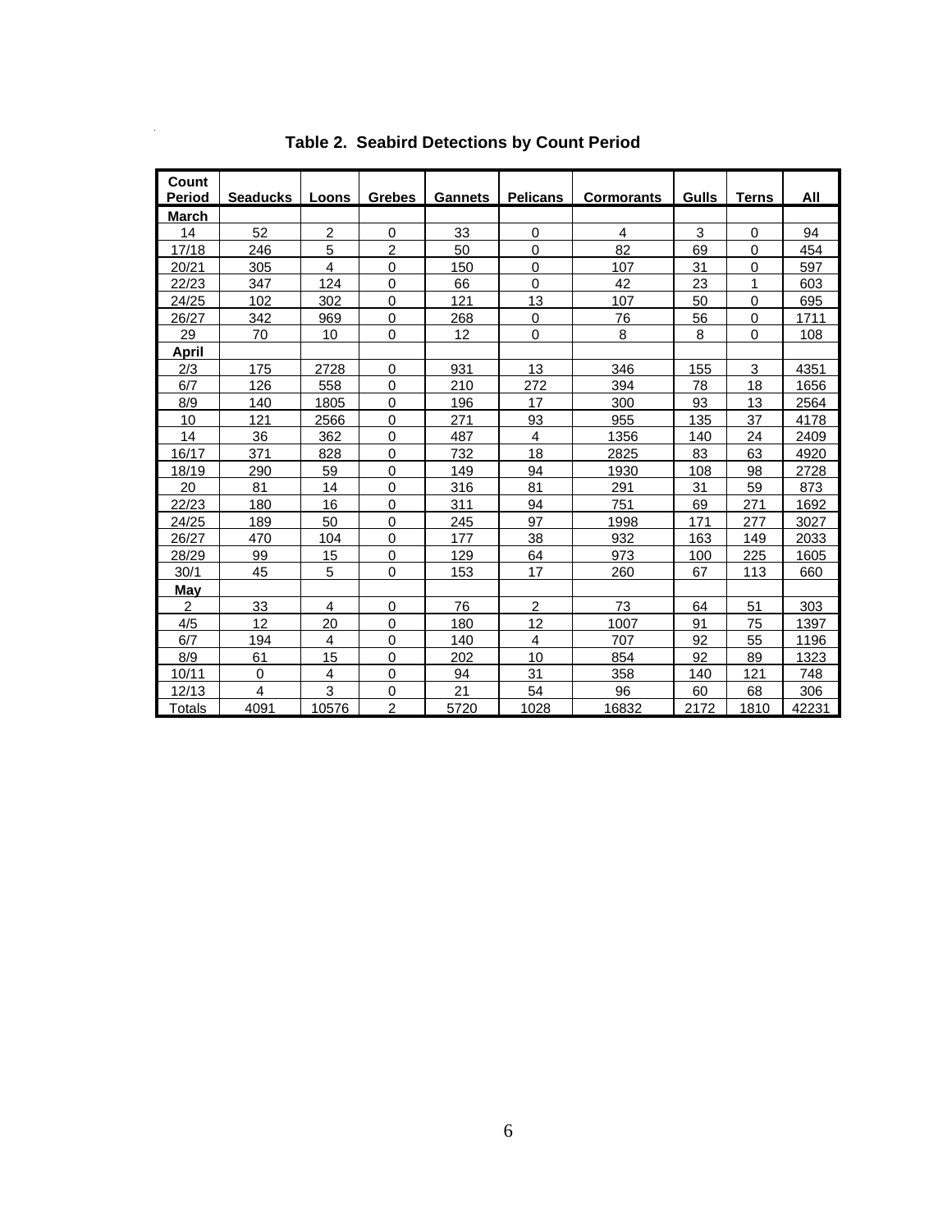**Table 2. Seabird Detections by Count Period**

| Count Period | Seaducks | Loons | Grebes | Gannets | Pelicans | Cormorants | Gulls | Terns | All |
|---|---|---|---|---|---|---|---|---|---|
| **March** | | | | | | | | | |
| 14 | 52 | 2 | 0 | 33 | 0 | 4 | 3 | 0 | 94 |
| 17/18 | 246 | 5 | 2 | 50 | 0 | 82 | 69 | 0 | 454 |
| 20/21 | 305 | 4 | 0 | 150 | 0 | 107 | 31 | 0 | 597 |
| 22/23 | 347 | 124 | 0 | 66 | 0 | 42 | 23 | 1 | 603 |
| 24/25 | 102 | 302 | 0 | 121 | 13 | 107 | 50 | 0 | 695 |
| 26/27 | 342 | 969 | 0 | 268 | 0 | 76 | 56 | 0 | 1711 |
| 29 | 70 | 10 | 0 | 12 | 0 | 8 | 8 | 0 | 108 |
| **April** | | | | | | | | | |
| 2/3 | 175 | 2728 | 0 | 931 | 13 | 346 | 155 | 3 | 4351 |
| 6/7 | 126 | 558 | 0 | 210 | 272 | 394 | 78 | 18 | 1656 |
| 8/9 | 140 | 1805 | 0 | 196 | 17 | 300 | 93 | 13 | 2564 |
| 10 | 121 | 2566 | 0 | 271 | 93 | 955 | 135 | 37 | 4178 |
| 14 | 36 | 362 | 0 | 487 | 4 | 1356 | 140 | 24 | 2409 |
| 16/17 | 371 | 828 | 0 | 732 | 18 | 2825 | 83 | 63 | 4920 |
| 18/19 | 290 | 59 | 0 | 149 | 94 | 1930 | 108 | 98 | 2728 |
| 20 | 81 | 14 | 0 | 316 | 81 | 291 | 31 | 59 | 873 |
| 22/23 | 180 | 16 | 0 | 311 | 94 | 751 | 69 | 271 | 1692 |
| 24/25 | 189 | 50 | 0 | 245 | 97 | 1998 | 171 | 277 | 3027 |
| 26/27 | 470 | 104 | 0 | 177 | 38 | 932 | 163 | 149 | 2033 |
| 28/29 | 99 | 15 | 0 | 129 | 64 | 973 | 100 | 225 | 1605 |
| 30/1 | 45 | 5 | 0 | 153 | 17 | 260 | 67 | 113 | 660 |
| **May** | | | | | | | | | |
| 2 | 33 | 4 | 0 | 76 | 2 | 73 | 64 | 51 | 303 |
| 4/5 | 12 | 20 | 0 | 180 | 12 | 1007 | 91 | 75 | 1397 |
| 6/7 | 194 | 4 | 0 | 140 | 4 | 707 | 92 | 55 | 1196 |
| 8/9 | 61 | 15 | 0 | 202 | 10 | 854 | 92 | 89 | 1323 |
| 10/11 | 0 | 4 | 0 | 94 | 31 | 358 | 140 | 121 | 748 |
| 12/13 | 4 | 3 | 0 | 21 | 54 | 96 | 60 | 68 | 306 |
| Totals | 4091 | 10576 | 2 | 5720 | 1028 | 16832 | 2172 | 1810 | 42231 |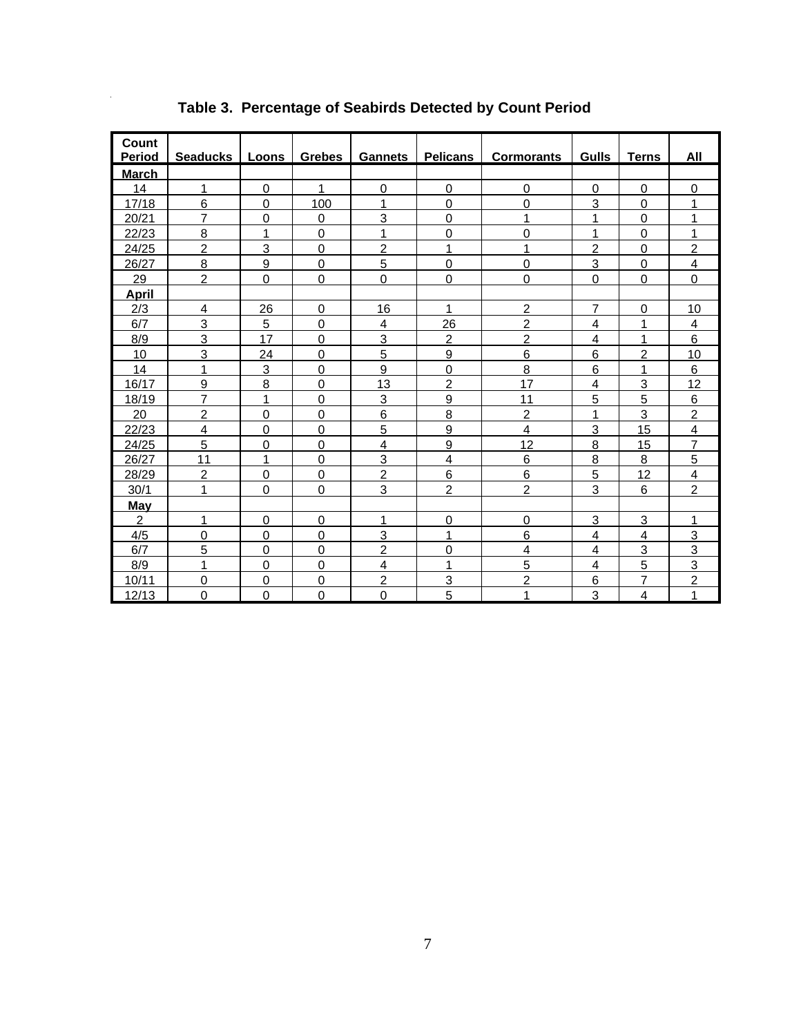**Table 3. Percentage of Seabirds Detected by Count Period**

| Count Period | Seaducks | Loons | Grebes | Gannets | Pelicans | Cormorants | Gulls | Terns | All |
|---|---|---|---|---|---|---|---|---|---|
| **March** | | | | | | | | | |
| 14 | 1 | 0 | 1 | 0 | 0 | 0 | 0 | 0 | 0 |
| 17/18 | 6 | 0 | 100 | 1 | 0 | 0 | 3 | 0 | 1 |
| 20/21 | 7 | 0 | 0 | 3 | 0 | 1 | 1 | 0 | 1 |
| 22/23 | 8 | 1 | 0 | 1 | 0 | 0 | 1 | 0 | 1 |
| 24/25 | 2 | 3 | 0 | 2 | 1 | 1 | 2 | 0 | 2 |
| 26/27 | 8 | 9 | 0 | 5 | 0 | 0 | 3 | 0 | 4 |
| 29 | 2 | 0 | 0 | 0 | 0 | 0 | 0 | 0 | 0 |
| **April** | | | | | | | | | |
| 2/3 | 4 | 26 | 0 | 16 | 1 | 2 | 7 | 0 | 10 |
| 6/7 | 3 | 5 | 0 | 4 | 26 | 2 | 4 | 1 | 4 |
| 8/9 | 3 | 17 | 0 | 3 | 2 | 2 | 4 | 1 | 6 |
| 10 | 3 | 24 | 0 | 5 | 9 | 6 | 6 | 2 | 10 |
| 14 | 1 | 3 | 0 | 9 | 0 | 8 | 6 | 1 | 6 |
| 16/17 | 9 | 8 | 0 | 13 | 2 | 17 | 4 | 3 | 12 |
| 18/19 | 7 | 1 | 0 | 3 | 9 | 11 | 5 | 5 | 6 |
| 20 | 2 | 0 | 0 | 6 | 8 | 2 | 1 | 3 | 2 |
| 22/23 | 4 | 0 | 0 | 5 | 9 | 4 | 3 | 15 | 4 |
| 24/25 | 5 | 0 | 0 | 4 | 9 | 12 | 8 | 15 | 7 |
| 26/27 | 11 | 1 | 0 | 3 | 4 | 6 | 8 | 8 | 5 |
| 28/29 | 2 | 0 | 0 | 2 | 6 | 6 | 5 | 12 | 4 |
| 30/1 | 1 | 0 | 0 | 3 | 2 | 2 | 3 | 6 | 2 |
| **May** | | | | | | | | | |
| 2 | 1 | 0 | 0 | 1 | 0 | 0 | 3 | 3 | 1 |
| 4/5 | 0 | 0 | 0 | 3 | 1 | 6 | 4 | 4 | 3 |
| 6/7 | 5 | 0 | 0 | 2 | 0 | 4 | 4 | 3 | 3 |
| 8/9 | 1 | 0 | 0 | 4 | 1 | 5 | 4 | 5 | 3 |
| 10/11 | 0 | 0 | 0 | 2 | 3 | 2 | 6 | 7 | 2 |
| 12/13 | 0 | 0 | 0 | 0 | 5 | 1 | 3 | 4 | 1 |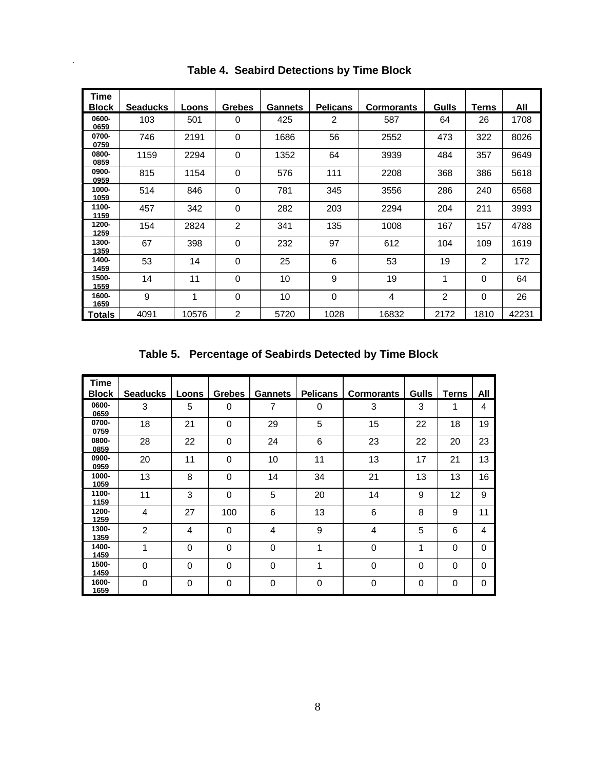**Table 4. Seabird Detections by Time Block**

| Time Block | Seaducks | Loons | Grebes | Gannets | Pelicans | Cormorants | Gulls | Terns | All |
|---|---|---|---|---|---|---|---|---|---|
| 0600-0659 | 103 | 501 | 0 | 425 | 2 | 587 | 64 | 26 | 1708 |
| 0700-0759 | 746 | 2191 | 0 | 1686 | 56 | 2552 | 473 | 322 | 8026 |
| 0800-0859 | 1159 | 2294 | 0 | 1352 | 64 | 3939 | 484 | 357 | 9649 |
| 0900-0959 | 815 | 1154 | 0 | 576 | 111 | 2208 | 368 | 386 | 5618 |
| 1000-1059 | 514 | 846 | 0 | 781 | 345 | 3556 | 286 | 240 | 6568 |
| 1100-1159 | 457 | 342 | 0 | 282 | 203 | 2294 | 204 | 211 | 3993 |
| 1200-1259 | 154 | 2824 | 2 | 341 | 135 | 1008 | 167 | 157 | 4788 |
| 1300-1359 | 67 | 398 | 0 | 232 | 97 | 612 | 104 | 109 | 1619 |
| 1400-1459 | 53 | 14 | 0 | 25 | 6 | 53 | 19 | 2 | 172 |
| 1500-1559 | 14 | 11 | 0 | 10 | 9 | 19 | 1 | 0 | 64 |
| 1600-1659 | 9 | 1 | 0 | 10 | 0 | 4 | 2 | 0 | 26 |
| Totals | 4091 | 10576 | 2 | 5720 | 1028 | 16832 | 2172 | 1810 | 42231 |

**Table 5. Percentage of Seabirds Detected by Time Block**

| Time Block | Seaducks | Loons | Grebes | Gannets | Pelicans | Cormorants | Gulls | Terns | All |
|---|---|---|---|---|---|---|---|---|---|
| 0600-0659 | 3 | 5 | 0 | 7 | 0 | 3 | 3 | 1 | 4 |
| 0700-0759 | 18 | 21 | 0 | 29 | 5 | 15 | 22 | 18 | 19 |
| 0800-0859 | 28 | 22 | 0 | 24 | 6 | 23 | 22 | 20 | 23 |
| 0900-0959 | 20 | 11 | 0 | 10 | 11 | 13 | 17 | 21 | 13 |
| 1000-1059 | 13 | 8 | 0 | 14 | 34 | 21 | 13 | 13 | 16 |
| 1100-1159 | 11 | 3 | 0 | 5 | 20 | 14 | 9 | 12 | 9 |
| 1200-1259 | 4 | 27 | 100 | 6 | 13 | 6 | 8 | 9 | 11 |
| 1300-1359 | 2 | 4 | 0 | 4 | 9 | 4 | 5 | 6 | 4 |
| 1400-1459 | 1 | 0 | 0 | 0 | 1 | 0 | 1 | 0 | 0 |
| 1500-1459 | 0 | 0 | 0 | 0 | 1 | 0 | 0 | 0 | 0 |
| 1600-1659 | 0 | 0 | 0 | 0 | 0 | 0 | 0 | 0 | 0 |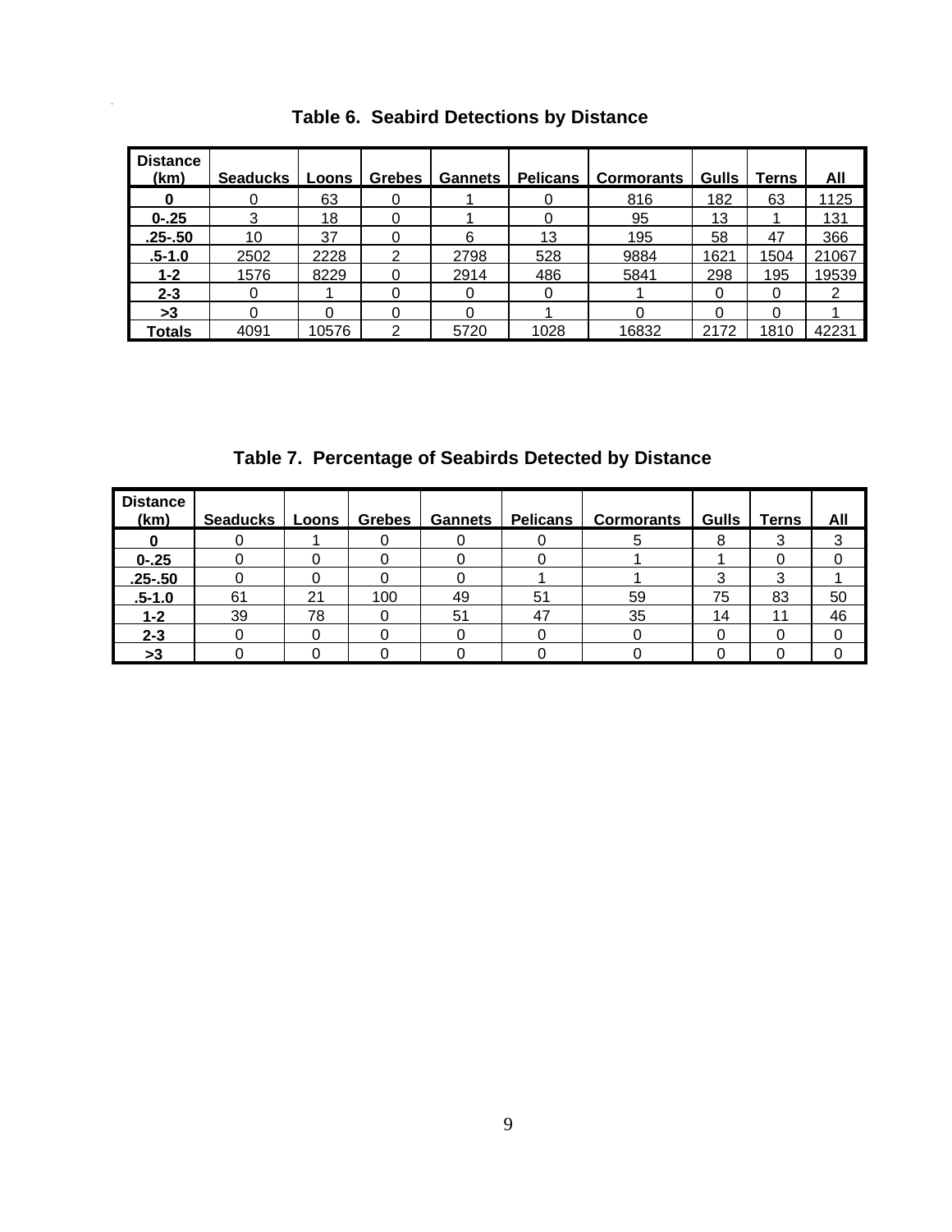**Table 6. Seabird Detections by Distance**

| Distance (km) | Seaducks | Loons | Grebes | Gannets | Pelicans | Cormorants | Gulls | Terns | All |
|---|---|---|---|---|---|---|---|---|---|
| **0** | 0 | 63 | 0 | 1 | 0 | 816 | 182 | 63 | 1125 |
| **0-.25** | 3 | 18 | 0 | 1 | 0 | 95 | 13 | 1 | 131 |
| **.25-.50** | 10 | 37 | 0 | 6 | 13 | 195 | 58 | 47 | 366 |
| **.5-1.0** | 2502 | 2228 | 2 | 2798 | 528 | 9884 | 1621 | 1504 | 21067 |
| **1-2** | 1576 | 8229 | 0 | 2914 | 486 | 5841 | 298 | 195 | 19539 |
| **2-3** | 0 | 1 | 0 | 0 | 0 | 1 | 0 | 0 | 2 |
| **>3** | 0 | 0 | 0 | 0 | 1 | 0 | 0 | 0 | 1 |
| **Totals** | 4091 | 10576 | 2 | 5720 | 1028 | 16832 | 2172 | 1810 | 42231 |

**Table 7. Percentage of Seabirds Detected by Distance**

| Distance (km) | Seaducks | Loons | Grebes | Gannets | Pelicans | Cormorants | Gulls | Terns | All |
|---|---|---|---|---|---|---|---|---|---|
| **0** | 0 | 1 | 0 | 0 | 0 | 5 | 8 | 3 | 3 |
| **0-.25** | 0 | 0 | 0 | 0 | 0 | 1 | 1 | 0 | 0 |
| **.25-.50** | 0 | 0 | 0 | 0 | 1 | 1 | 3 | 3 | 1 |
| **.5-1.0** | 61 | 21 | 100 | 49 | 51 | 59 | 75 | 83 | 50 |
| **1-2** | 39 | 78 | 0 | 51 | 47 | 35 | 14 | 11 | 46 |
| **2-3** | 0 | 0 | 0 | 0 | 0 | 0 | 0 | 0 | 0 |
| **>3** | 0 | 0 | 0 | 0 | 0 | 0 | 0 | 0 | 0 |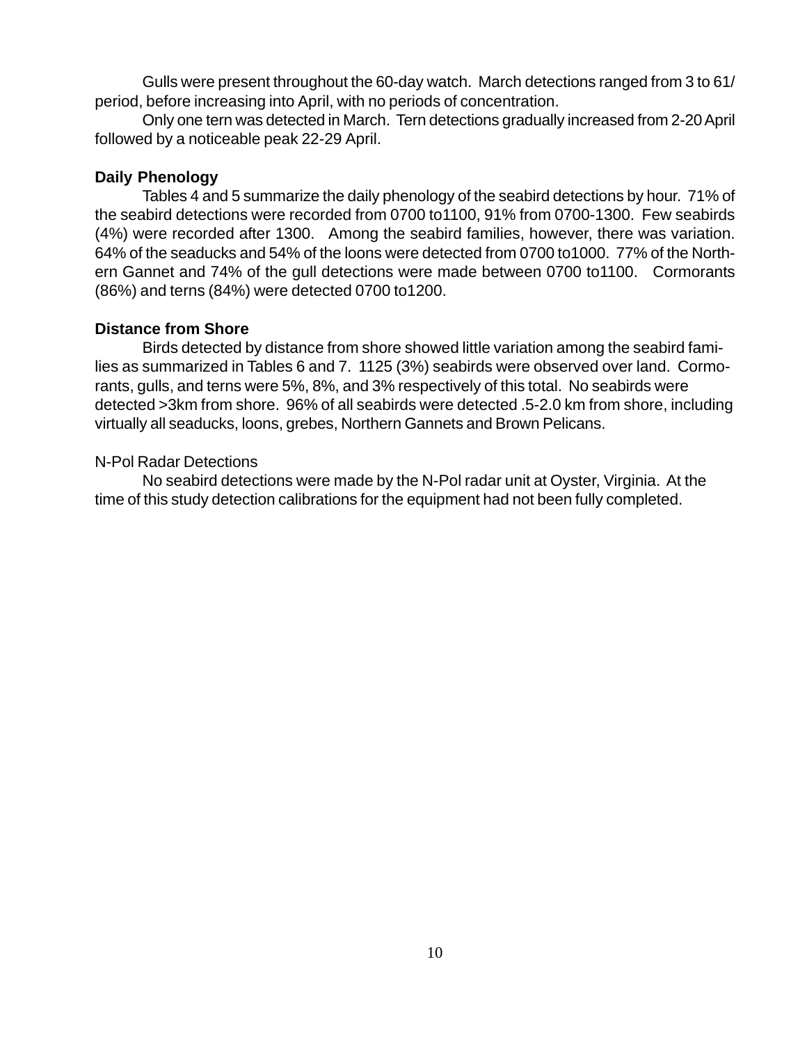Gulls were present throughout the 60-day watch. March detections ranged from 3 to 61/ period, before increasing into April, with no periods of concentration.

Only one tern was detected in March. Tern detections gradually increased from 2-20 April followed by a noticeable peak 22-29 April.

### Daily Phenology

Tables 4 and 5 summarize the daily phenology of the seabird detections by hour. 71% of the seabird detections were recorded from 0700 to1100, 91% from 0700-1300. Few seabirds (4%) were recorded after 1300. Among the seabird families, however, there was variation. 64% of the seaducks and 54% of the loons were detected from 0700 to1000. 77% of the Northern Gannet and 74% of the gull detections were made between 0700 to1100. Cormorants (86%) and terns (84%) were detected 0700 to1200.

### Distance from Shore

Birds detected by distance from shore showed little variation among the seabird families as summarized in Tables 6 and 7. 1125 (3%) seabirds were observed over land. Cormorants, gulls, and terns were 5%, 8%, and 3% respectively of this total. No seabirds were detected >3km from shore. 96% of all seabirds were detected .5-2.0 km from shore, including virtually all seaducks, loons, grebes, Northern Gannets and Brown Pelicans.

N-Pol Radar Detections

No seabird detections were made by the N-Pol radar unit at Oyster, Virginia. At the time of this study detection calibrations for the equipment had not been fully completed.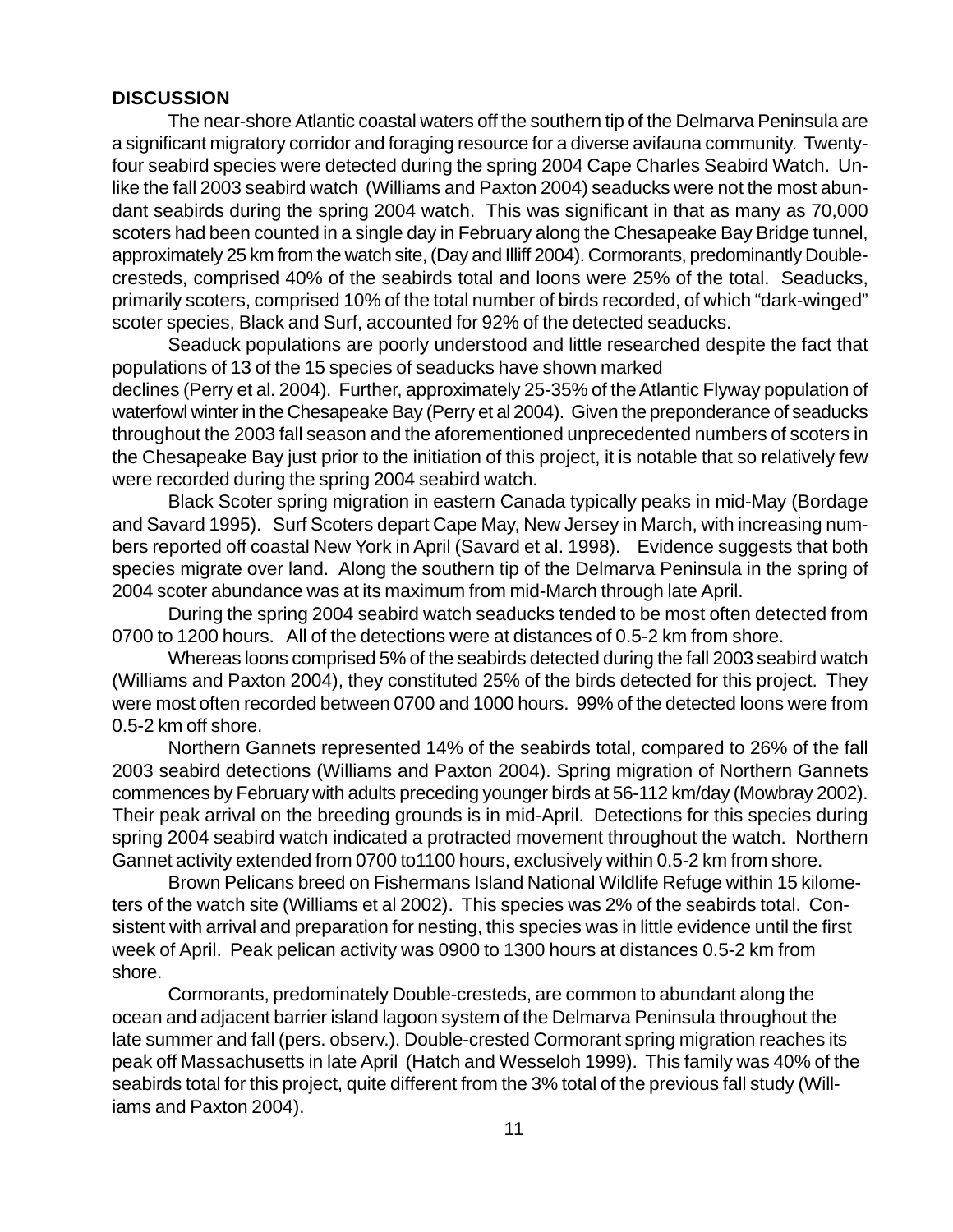## DISCUSSION

The near-shore Atlantic coastal waters off the southern tip of the Delmarva Peninsula are a significant migratory corridor and foraging resource for a diverse avifauna community. Twenty-four seabird species were detected during the spring 2004 Cape Charles Seabird Watch. Unlike the fall 2003 seabird watch (Williams and Paxton 2004) seaducks were not the most abundant seabirds during the spring 2004 watch. This was significant in that as many as 70,000 scoters had been counted in a single day in February along the Chesapeake Bay Bridge tunnel, approximately 25 km from the watch site, (Day and Illiff 2004). Cormorants, predominantly Double-cresteds, comprised 40% of the seabirds total and loons were 25% of the total. Seaducks, primarily scoters, comprised 10% of the total number of birds recorded, of which "dark-winged" scoter species, Black and Surf, accounted for 92% of the detected seaducks.

Seaduck populations are poorly understood and little researched despite the fact that populations of 13 of the 15 species of seaducks have shown marked declines (Perry et al. 2004). Further, approximately 25-35% of the Atlantic Flyway population of waterfowl winter in the Chesapeake Bay (Perry et al 2004). Given the preponderance of seaducks throughout the 2003 fall season and the aforementioned unprecedented numbers of scoters in the Chesapeake Bay just prior to the initiation of this project, it is notable that so relatively few were recorded during the spring 2004 seabird watch.

Black Scoter spring migration in eastern Canada typically peaks in mid-May (Bordage and Savard 1995). Surf Scoters depart Cape May, New Jersey in March, with increasing numbers reported off coastal New York in April (Savard et al. 1998). Evidence suggests that both species migrate over land. Along the southern tip of the Delmarva Peninsula in the spring of 2004 scoter abundance was at its maximum from mid-March through late April.

During the spring 2004 seabird watch seaducks tended to be most often detected from 0700 to 1200 hours. All of the detections were at distances of 0.5-2 km from shore.

Whereas loons comprised 5% of the seabirds detected during the fall 2003 seabird watch (Williams and Paxton 2004), they constituted 25% of the birds detected for this project. They were most often recorded between 0700 and 1000 hours. 99% of the detected loons were from 0.5-2 km off shore.

Northern Gannets represented 14% of the seabirds total, compared to 26% of the fall 2003 seabird detections (Williams and Paxton 2004). Spring migration of Northern Gannets commences by February with adults preceding younger birds at 56-112 km/day (Mowbray 2002). Their peak arrival on the breeding grounds is in mid-April. Detections for this species during spring 2004 seabird watch indicated a protracted movement throughout the watch. Northern Gannet activity extended from 0700 to1100 hours, exclusively within 0.5-2 km from shore.

Brown Pelicans breed on Fishermans Island National Wildlife Refuge within 15 kilometers of the watch site (Williams et al 2002). This species was 2% of the seabirds total. Consistent with arrival and preparation for nesting, this species was in little evidence until the first week of April. Peak pelican activity was 0900 to 1300 hours at distances 0.5-2 km from shore.

Cormorants, predominately Double-cresteds, are common to abundant along the ocean and adjacent barrier island lagoon system of the Delmarva Peninsula throughout the late summer and fall (pers. observ.). Double-crested Cormorant spring migration reaches its peak off Massachusetts in late April (Hatch and Wesseloh 1999). This family was 40% of the seabirds total for this project, quite different from the 3% total of the previous fall study (Williams and Paxton 2004).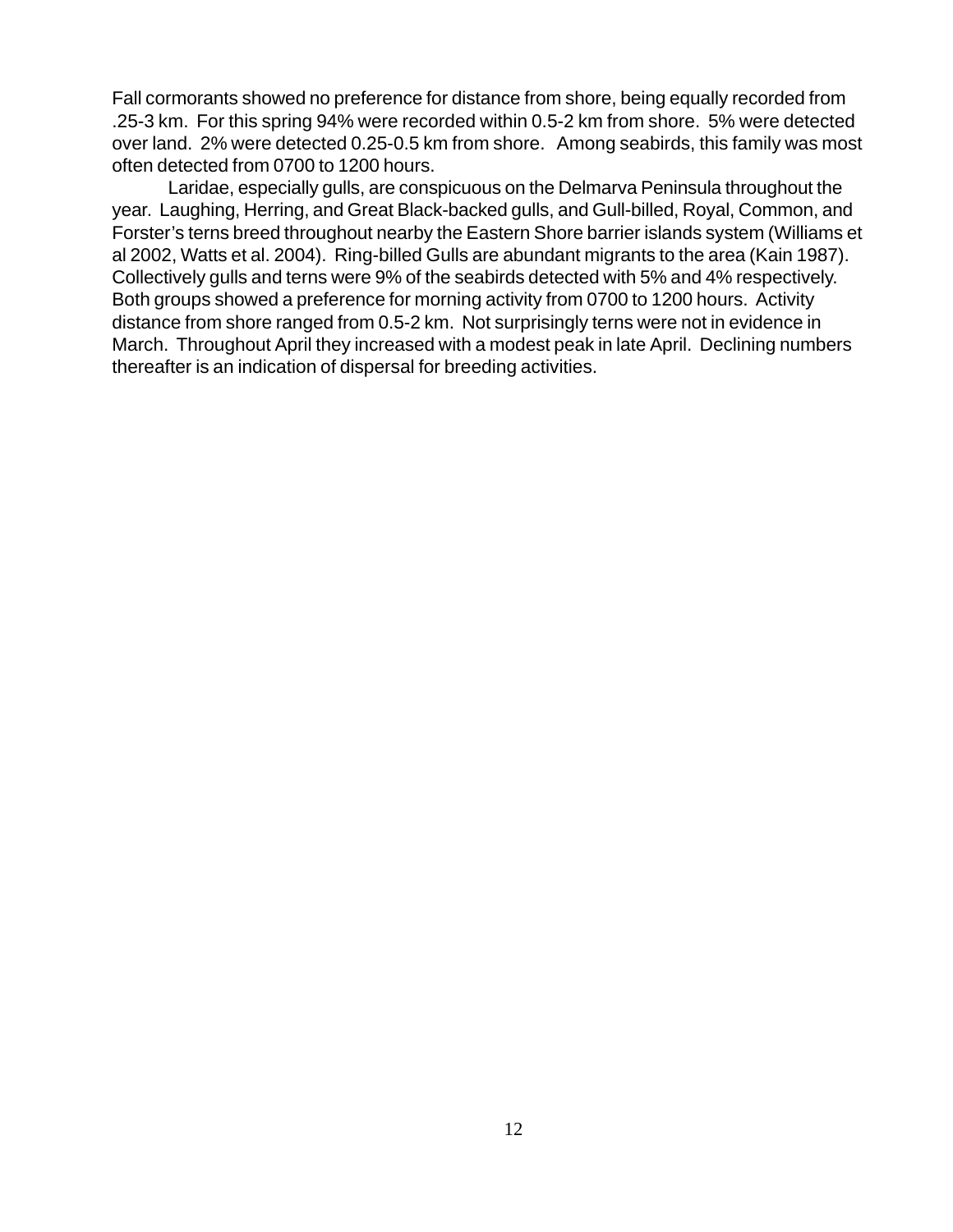Fall cormorants showed no preference for distance from shore, being equally recorded from .25-3 km. For this spring 94% were recorded within 0.5-2 km from shore. 5% were detected over land. 2% were detected 0.25-0.5 km from shore. Among seabirds, this family was most often detected from 0700 to 1200 hours.

Laridae, especially gulls, are conspicuous on the Delmarva Peninsula throughout the year. Laughing, Herring, and Great Black-backed gulls, and Gull-billed, Royal, Common, and Forster's terns breed throughout nearby the Eastern Shore barrier islands system (Williams et al 2002, Watts et al. 2004). Ring-billed Gulls are abundant migrants to the area (Kain 1987). Collectively gulls and terns were 9% of the seabirds detected with 5% and 4% respectively. Both groups showed a preference for morning activity from 0700 to 1200 hours. Activity distance from shore ranged from 0.5-2 km. Not surprisingly terns were not in evidence in March. Throughout April they increased with a modest peak in late April. Declining numbers thereafter is an indication of dispersal for breeding activities.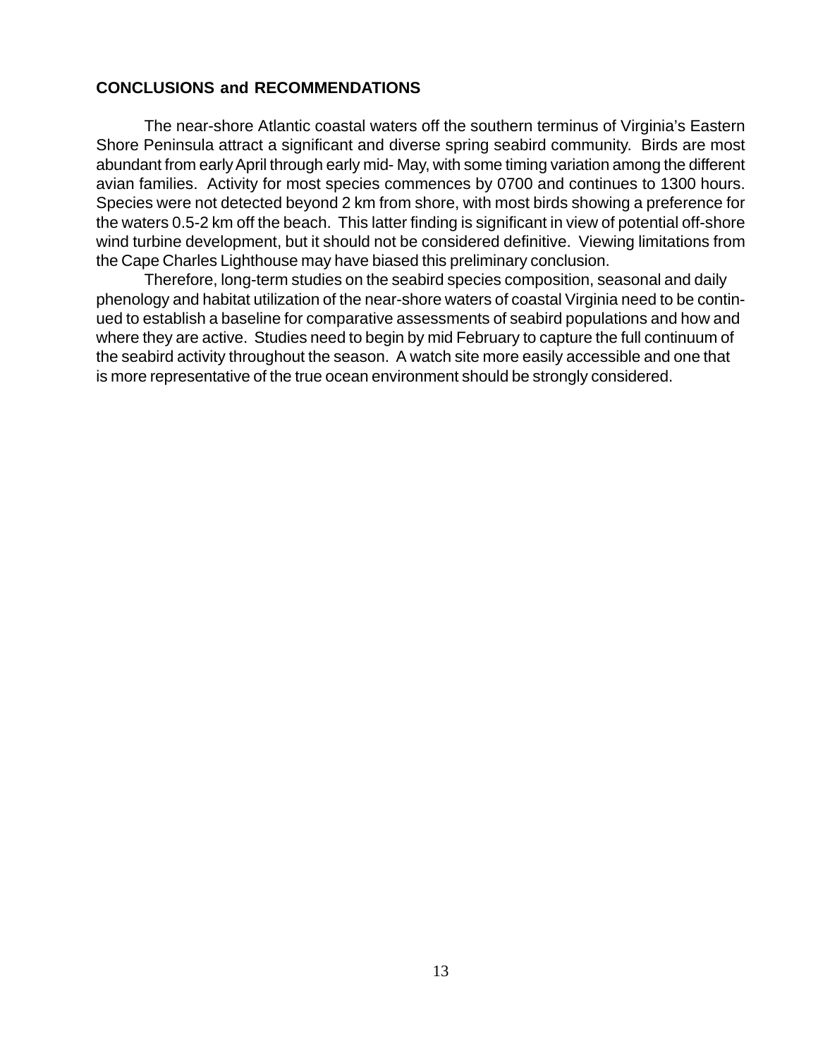## CONCLUSIONS and RECOMMENDATIONS

The near-shore Atlantic coastal waters off the southern terminus of Virginia's Eastern Shore Peninsula attract a significant and diverse spring seabird community. Birds are most abundant from early April through early mid- May, with some timing variation among the different avian families. Activity for most species commences by 0700 and continues to 1300 hours. Species were not detected beyond 2 km from shore, with most birds showing a preference for the waters 0.5-2 km off the beach. This latter finding is significant in view of potential off-shore wind turbine development, but it should not be considered definitive. Viewing limitations from the Cape Charles Lighthouse may have biased this preliminary conclusion.

Therefore, long-term studies on the seabird species composition, seasonal and daily phenology and habitat utilization of the near-shore waters of coastal Virginia need to be continued to establish a baseline for comparative assessments of seabird populations and how and where they are active. Studies need to begin by mid February to capture the full continuum of the seabird activity throughout the season. A watch site more easily accessible and one that is more representative of the true ocean environment should be strongly considered.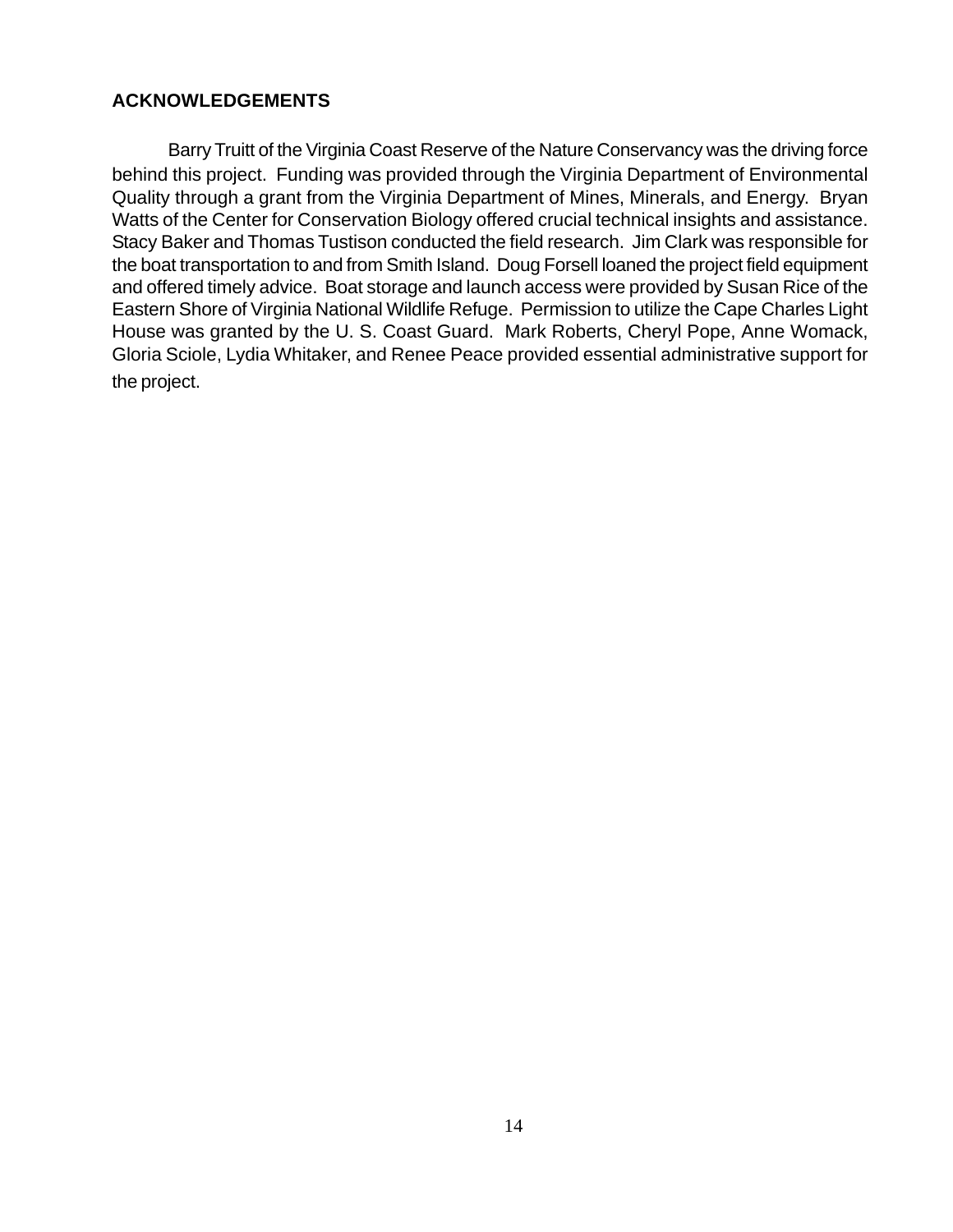## ACKNOWLEDGEMENTS

Barry Truitt of the Virginia Coast Reserve of the Nature Conservancy was the driving force behind this project. Funding was provided through the Virginia Department of Environmental Quality through a grant from the Virginia Department of Mines, Minerals, and Energy. Bryan Watts of the Center for Conservation Biology offered crucial technical insights and assistance. Stacy Baker and Thomas Tustison conducted the field research. Jim Clark was responsible for the boat transportation to and from Smith Island. Doug Forsell loaned the project field equipment and offered timely advice. Boat storage and launch access were provided by Susan Rice of the Eastern Shore of Virginia National Wildlife Refuge. Permission to utilize the Cape Charles Light House was granted by the U. S. Coast Guard. Mark Roberts, Cheryl Pope, Anne Womack, Gloria Sciole, Lydia Whitaker, and Renee Peace provided essential administrative support for the project.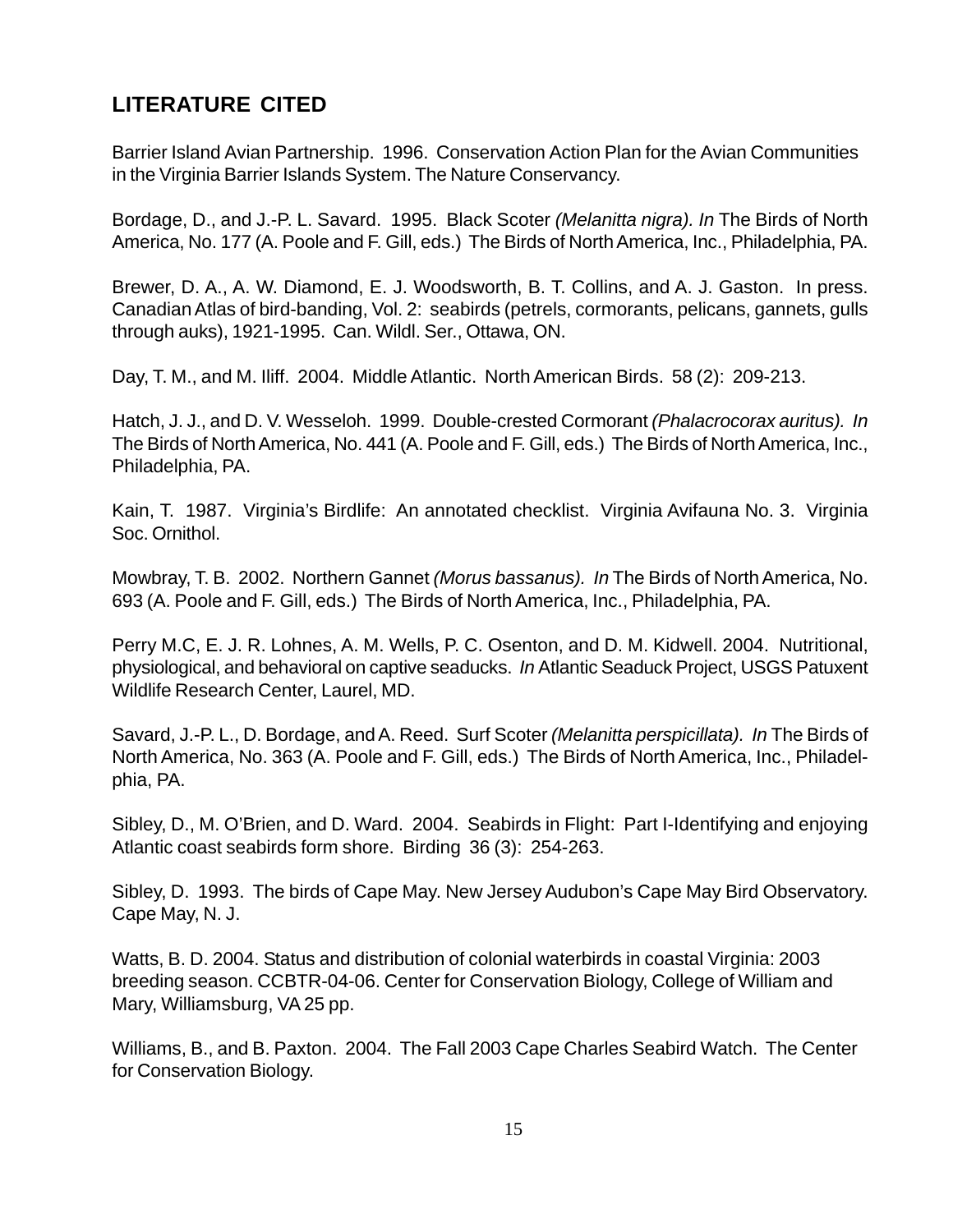## LITERATURE CITED

Barrier Island Avian Partnership. 1996. Conservation Action Plan for the Avian Communities in the Virginia Barrier Islands System. The Nature Conservancy.

Bordage, D., and J.-P. L. Savard. 1995. Black Scoter *(Melanitta nigra). In* The Birds of North America, No. 177 (A. Poole and F. Gill, eds.) The Birds of North America, Inc., Philadelphia, PA.

Brewer, D. A., A. W. Diamond, E. J. Woodsworth, B. T. Collins, and A. J. Gaston. In press. Canadian Atlas of bird-banding, Vol. 2: seabirds (petrels, cormorants, pelicans, gannets, gulls through auks), 1921-1995. Can. Wildl. Ser., Ottawa, ON.

Day, T. M., and M. Iliff. 2004. Middle Atlantic. North American Birds. 58 (2): 209-213.

Hatch, J. J., and D. V. Wesseloh. 1999. Double-crested Cormorant *(Phalacrocorax auritus). In* The Birds of North America, No. 441 (A. Poole and F. Gill, eds.) The Birds of North America, Inc., Philadelphia, PA.

Kain, T. 1987. Virginia's Birdlife: An annotated checklist. Virginia Avifauna No. 3. Virginia Soc. Ornithol.

Mowbray, T. B. 2002. Northern Gannet *(Morus bassanus). In* The Birds of North America, No. 693 (A. Poole and F. Gill, eds.) The Birds of North America, Inc., Philadelphia, PA.

Perry M.C, E. J. R. Lohnes, A. M. Wells, P. C. Osenton, and D. M. Kidwell. 2004. Nutritional, physiological, and behavioral on captive seaducks. *In* Atlantic Seaduck Project, USGS Patuxent Wildlife Research Center, Laurel, MD.

Savard, J.-P. L., D. Bordage, and A. Reed. Surf Scoter *(Melanitta perspicillata). In* The Birds of North America, No. 363 (A. Poole and F. Gill, eds.) The Birds of North America, Inc., Philadelphia, PA.

Sibley, D., M. O'Brien, and D. Ward. 2004. Seabirds in Flight: Part I-Identifying and enjoying Atlantic coast seabirds form shore. Birding 36 (3): 254-263.

Sibley, D. 1993. The birds of Cape May. New Jersey Audubon's Cape May Bird Observatory. Cape May, N. J.

Watts, B. D. 2004. Status and distribution of colonial waterbirds in coastal Virginia: 2003 breeding season. CCBTR-04-06. Center for Conservation Biology, College of William and Mary, Williamsburg, VA 25 pp.

Williams, B., and B. Paxton. 2004. The Fall 2003 Cape Charles Seabird Watch. The Center for Conservation Biology.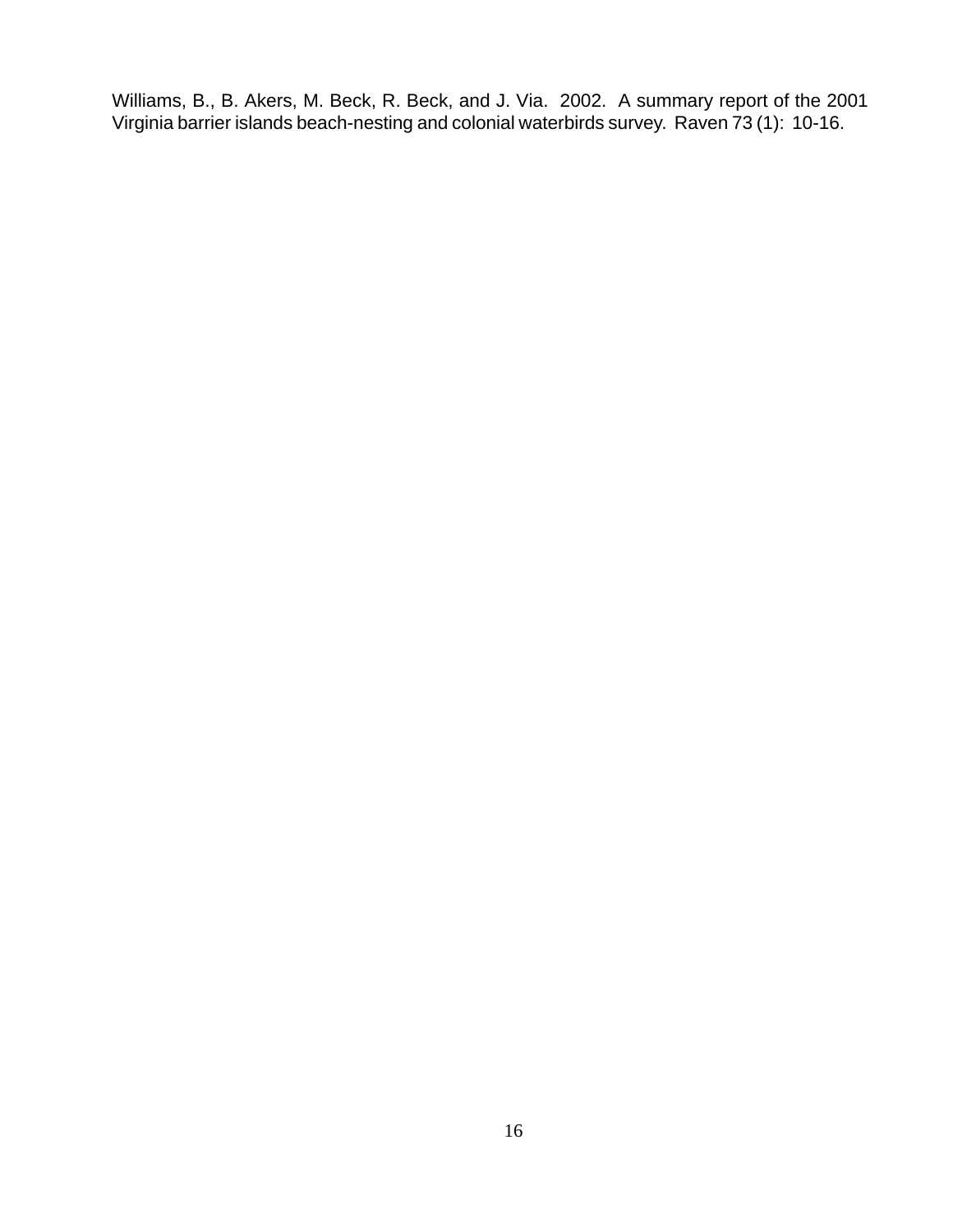Williams, B., B. Akers, M. Beck, R. Beck, and J. Via. 2002. A summary report of the 2001 Virginia barrier islands beach-nesting and colonial waterbirds survey. Raven 73 (1): 10-16.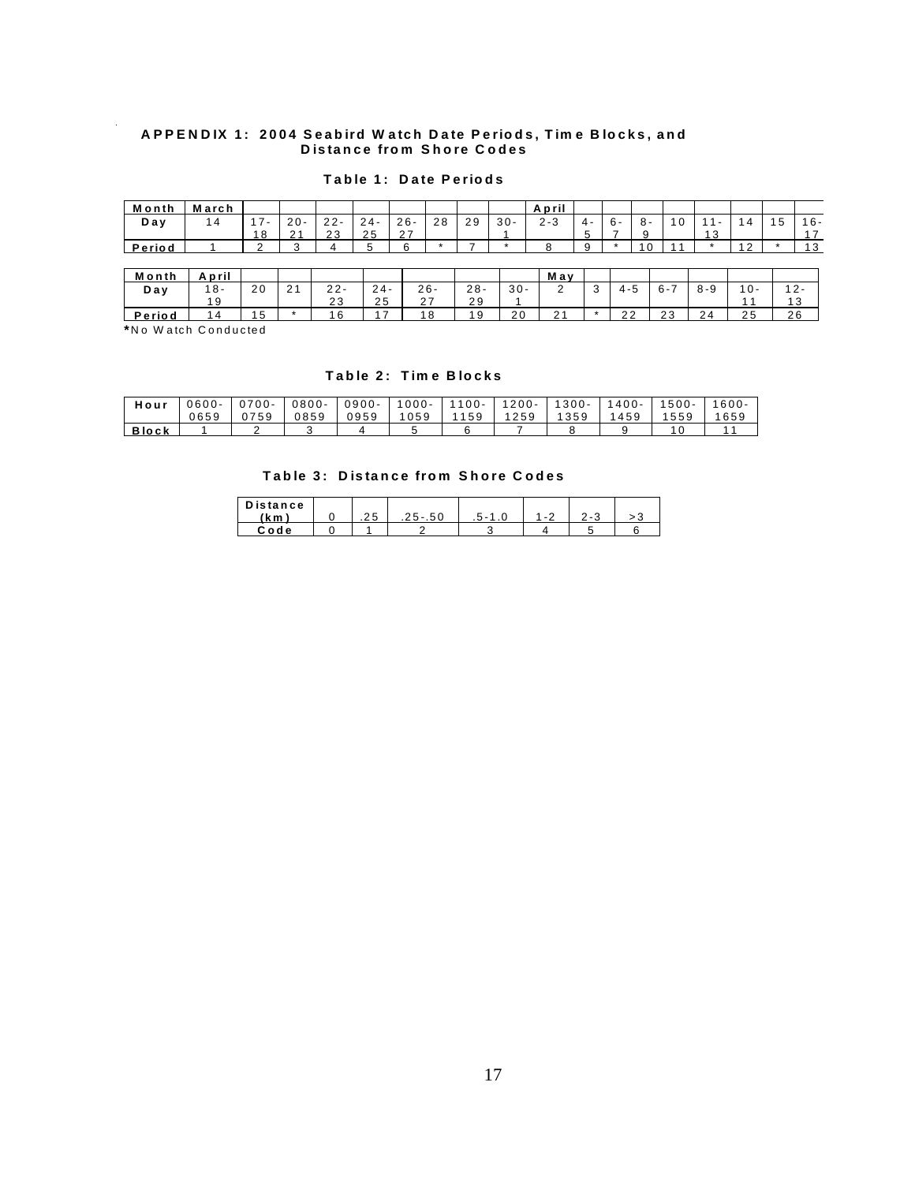### APPENDIX 1: 2004 Seabird Watch Date Periods, Time Blocks, and Distance from Shore Codes

#### Table 1: Date Periods

| Month | March | | | | | | | | | April | | | | | | | | |
|---|---|---|---|---|---|---|---|---|---|---|---|---|---|---|---|---|---|---|
| Day | 14 | 17-18 | 20-21 | 22-23 | 24-25 | 26-27 | 28 | 29 | 30-1 | 2-3 | 4-5 | 6-7 | 8-9 | 10 | 11-13 | 14 | 15 | 16-17 |
| Period | 1 | 2 | 3 | 4 | 5 | 6 | * | 7 | * | 8 | 9 | * | 10 | 11 | * | 12 | * | 13 |

| Month | April | | | | | | | | May | | | | | | |
|---|---|---|---|---|---|---|---|---|---|---|---|---|---|---|---|
| Day | 18-19 | 20 | 21 | 22-23 | 24-25 | 26-27 | 28-29 | 30-1 | 2 | 3 | 4-5 | 6-7 | 8-9 | 10-11 | 12-13 |
| Period | 14 | 15 | * | 16 | 17 | 18 | 19 | 20 | 21 | * | 22 | 23 | 24 | 25 | 26 |

*No Watch Conducted

#### Table 2: Time Blocks

| Hour | 0600-0659 | 0700-0759 | 0800-0859 | 0900-0959 | 1000-1059 | 1100-1159 | 1200-1259 | 1300-1359 | 1400-1459 | 1500-1559 | 1600-1659 |
|---|---|---|---|---|---|---|---|---|---|---|---|
| Block | 1 | 2 | 3 | 4 | 5 | 6 | 7 | 8 | 9 | 10 | 11 |

#### Table 3: Distance from Shore Codes

| Distance (km) | 0 | .25 | .25-.50 | .5-1.0 | 1-2 | 2-3 | >3 |
|---|---|---|---|---|---|---|---|
| Code | 0 | 1 | 2 | 3 | 4 | 5 | 6 |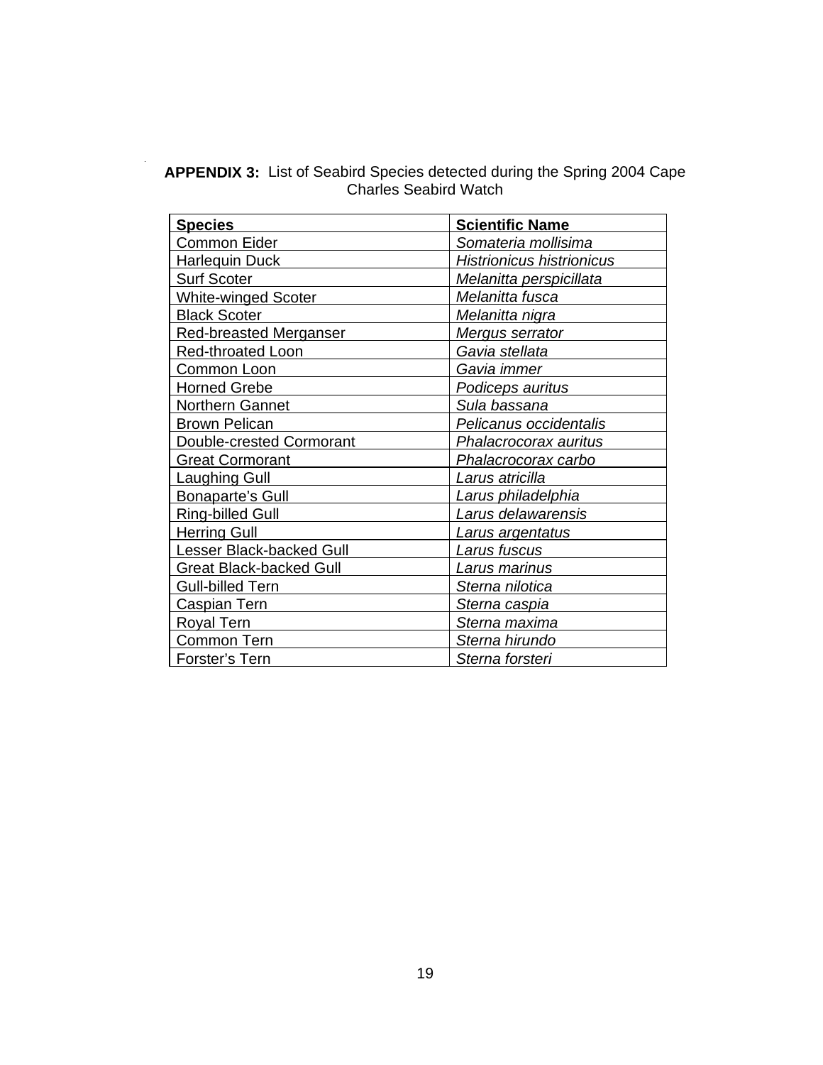**APPENDIX 3:** List of Seabird Species detected during the Spring 2004 Cape Charles Seabird Watch

| **Species** | **Scientific Name** |
|---|---|
| Common Eider | *Somateria mollisima* |
| Harlequin Duck | *Histrionicus histrionicus* |
| Surf Scoter | *Melanitta perspicillata* |
| White-winged Scoter | *Melanitta fusca* |
| Black Scoter | *Melanitta nigra* |
| Red-breasted Merganser | *Mergus serrator* |
| Red-throated Loon | *Gavia stellata* |
| Common Loon | *Gavia immer* |
| Horned Grebe | *Podiceps auritus* |
| Northern Gannet | *Sula bassana* |
| Brown Pelican | *Pelicanus occidentalis* |
| Double-crested Cormorant | *Phalacrocorax auritus* |
| Great Cormorant | *Phalacrocorax carbo* |
| Laughing Gull | *Larus atricilla* |
| Bonaparte's Gull | *Larus philadelphia* |
| Ring-billed Gull | *Larus delawarensis* |
| Herring Gull | *Larus argentatus* |
| Lesser Black-backed Gull | *Larus fuscus* |
| Great Black-backed Gull | *Larus marinus* |
| Gull-billed Tern | *Sterna nilotica* |
| Caspian Tern | *Sterna caspia* |
| Royal Tern | *Sterna maxima* |
| Common Tern | *Sterna hirundo* |
| Forster's Tern | *Sterna forsteri* |